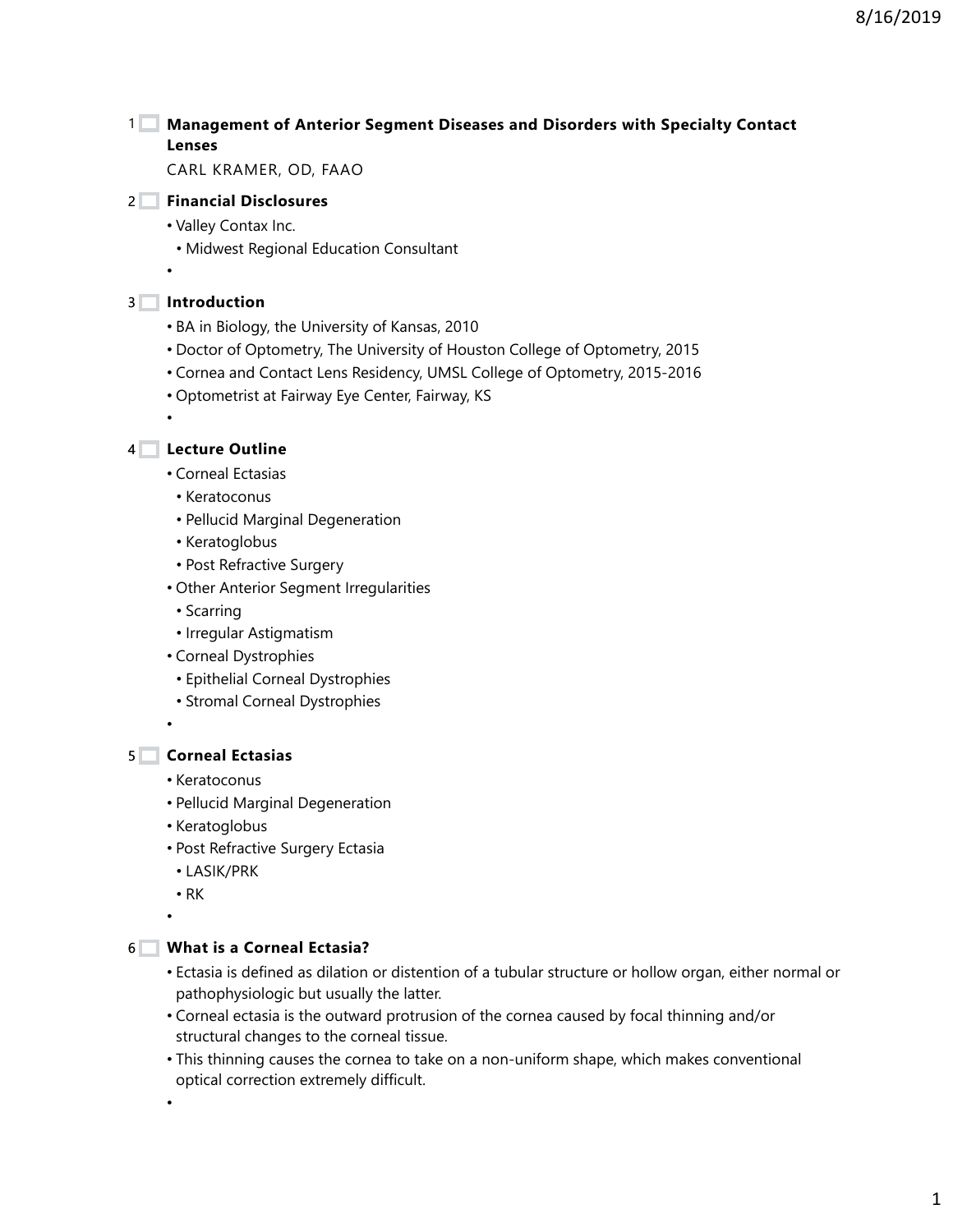## Management of Anterior Segment Diseases and Disorders with Specialty Contact Lenses

CARL KRAMER, OD, FAAO

## Financial Disclosures

- Valley Contax Inc.
  - Midwest Regional Education Consultant

## Introduction

- BA in Biology, the University of Kansas, 2010
- Doctor of Optometry, The University of Houston College of Optometry, 2015
- Cornea and Contact Lens Residency, UMSL College of Optometry, 2015-2016
- Optometrist at Fairway Eye Center, Fairway, KS

## Lecture Outline

- Corneal Ectasias
  - Keratoconus
  - Pellucid Marginal Degeneration
  - Keratoglobus
  - Post Refractive Surgery
- Other Anterior Segment Irregularities
  - Scarring
  - Irregular Astigmatism
- Corneal Dystrophies
  - Epithelial Corneal Dystrophies
  - Stromal Corneal Dystrophies

## Corneal Ectasias

- Keratoconus
- Pellucid Marginal Degeneration
- Keratoglobus
- Post Refractive Surgery Ectasia
  - LASIK/PRK
  - RK

## What is a Corneal Ectasia?

- Ectasia is defined as dilation or distention of a tubular structure or hollow organ, either normal or pathophysiologic but usually the latter.
- Corneal ectasia is the outward protrusion of the cornea caused by focal thinning and/or structural changes to the corneal tissue.
- This thinning causes the cornea to take on a non-uniform shape, which makes conventional optical correction extremely difficult.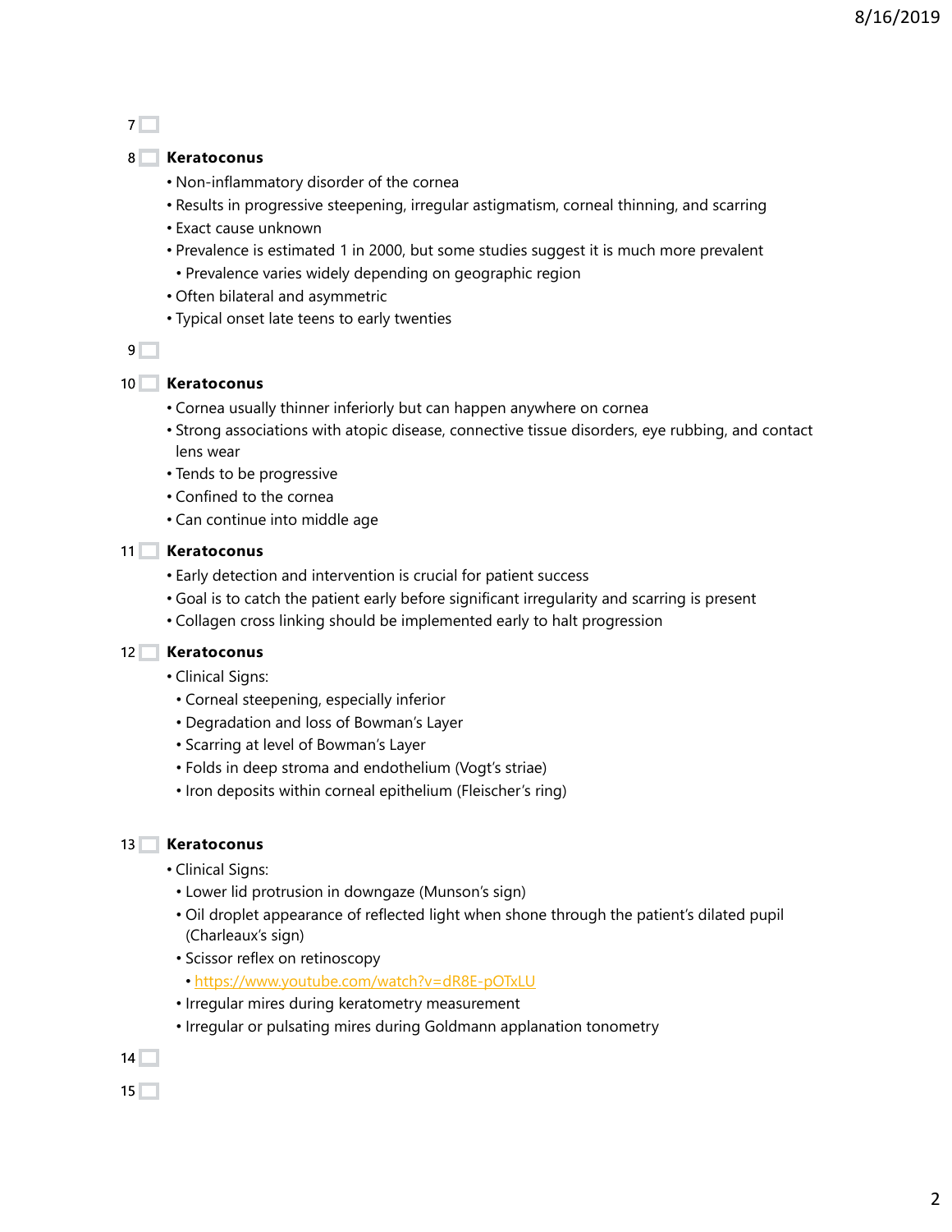7

8 **Keratoconus**

- Non-inflammatory disorder of the cornea
- Results in progressive steepening, irregular astigmatism, corneal thinning, and scarring
- Exact cause unknown
- Prevalence is estimated 1 in 2000, but some studies suggest it is much more prevalent
  - Prevalence varies widely depending on geographic region
- Often bilateral and asymmetric
- Typical onset late teens to early twenties

9

10 **Keratoconus**

- Cornea usually thinner inferiorly but can happen anywhere on cornea
- Strong associations with atopic disease, connective tissue disorders, eye rubbing, and contact lens wear
- Tends to be progressive
- Confined to the cornea
- Can continue into middle age

11 **Keratoconus**

- Early detection and intervention is crucial for patient success
- Goal is to catch the patient early before significant irregularity and scarring is present
- Collagen cross linking should be implemented early to halt progression

12 **Keratoconus**

- Clinical Signs:
  - Corneal steepening, especially inferior
  - Degradation and loss of Bowman's Layer
  - Scarring at level of Bowman's Layer
  - Folds in deep stroma and endothelium (Vogt's striae)
  - Iron deposits within corneal epithelium (Fleischer's ring)

13 **Keratoconus**

- Clinical Signs:
  - Lower lid protrusion in downgaze (Munson's sign)
  - Oil droplet appearance of reflected light when shone through the patient's dilated pupil (Charleaux's sign)
  - Scissor reflex on retinoscopy
    - https://www.youtube.com/watch?v=dR8E-pOTxLU
  - Irregular mires during keratometry measurement
  - Irregular or pulsating mires during Goldmann applanation tonometry

14

15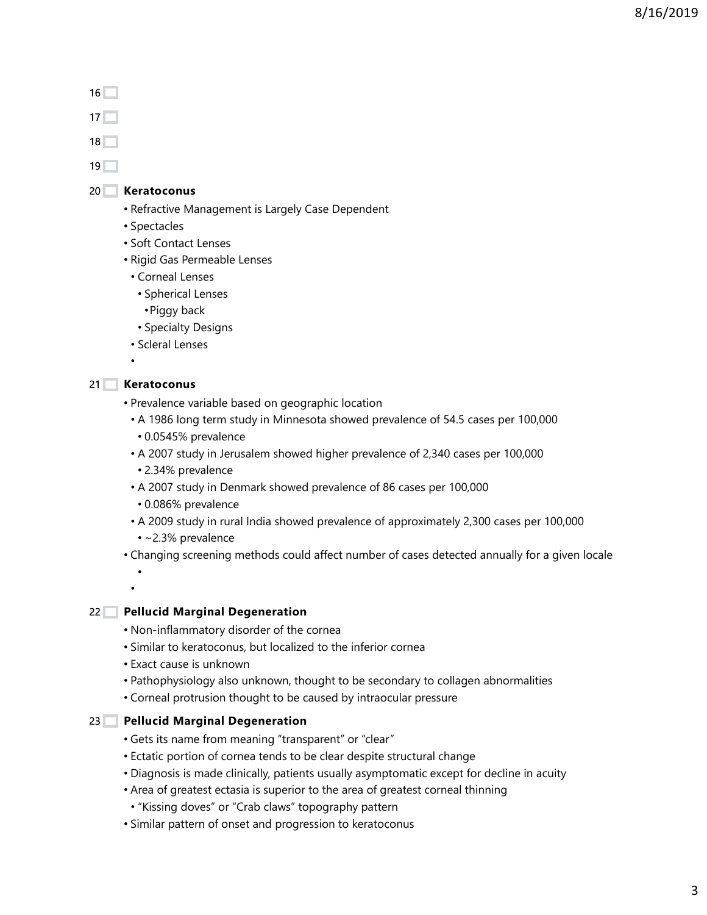16

17

18

19

20

## Keratoconus

- Refractive Management is Largely Case Dependent
- Spectacles
- Soft Contact Lenses
- Rigid Gas Permeable Lenses
  - Corneal Lenses
    - Spherical Lenses
      - Piggy back
    - Specialty Designs
  - Scleral Lenses

21

## Keratoconus

- Prevalence variable based on geographic location
  - A 1986 long term study in Minnesota showed prevalence of 54.5 cases per 100,000
    - 0.0545% prevalence
  - A 2007 study in Jerusalem showed higher prevalence of 2,340 cases per 100,000
    - 2.34% prevalence
  - A 2007 study in Denmark showed prevalence of 86 cases per 100,000
    - 0.086% prevalence
  - A 2009 study in rural India showed prevalence of approximately 2,300 cases per 100,000
    - ~2.3% prevalence
- Changing screening methods could affect number of cases detected annually for a given locale

22

## Pellucid Marginal Degeneration

- Non-inflammatory disorder of the cornea
- Similar to keratoconus, but localized to the inferior cornea
- Exact cause is unknown
- Pathophysiology also unknown, thought to be secondary to collagen abnormalities
- Corneal protrusion thought to be caused by intraocular pressure

23

## Pellucid Marginal Degeneration

- Gets its name from meaning "transparent" or "clear"
- Ectatic portion of cornea tends to be clear despite structural change
- Diagnosis is made clinically, patients usually asymptomatic except for decline in acuity
- Area of greatest ectasia is superior to the area of greatest corneal thinning
  - "Kissing doves" or "Crab claws" topography pattern
- Similar pattern of onset and progression to keratoconus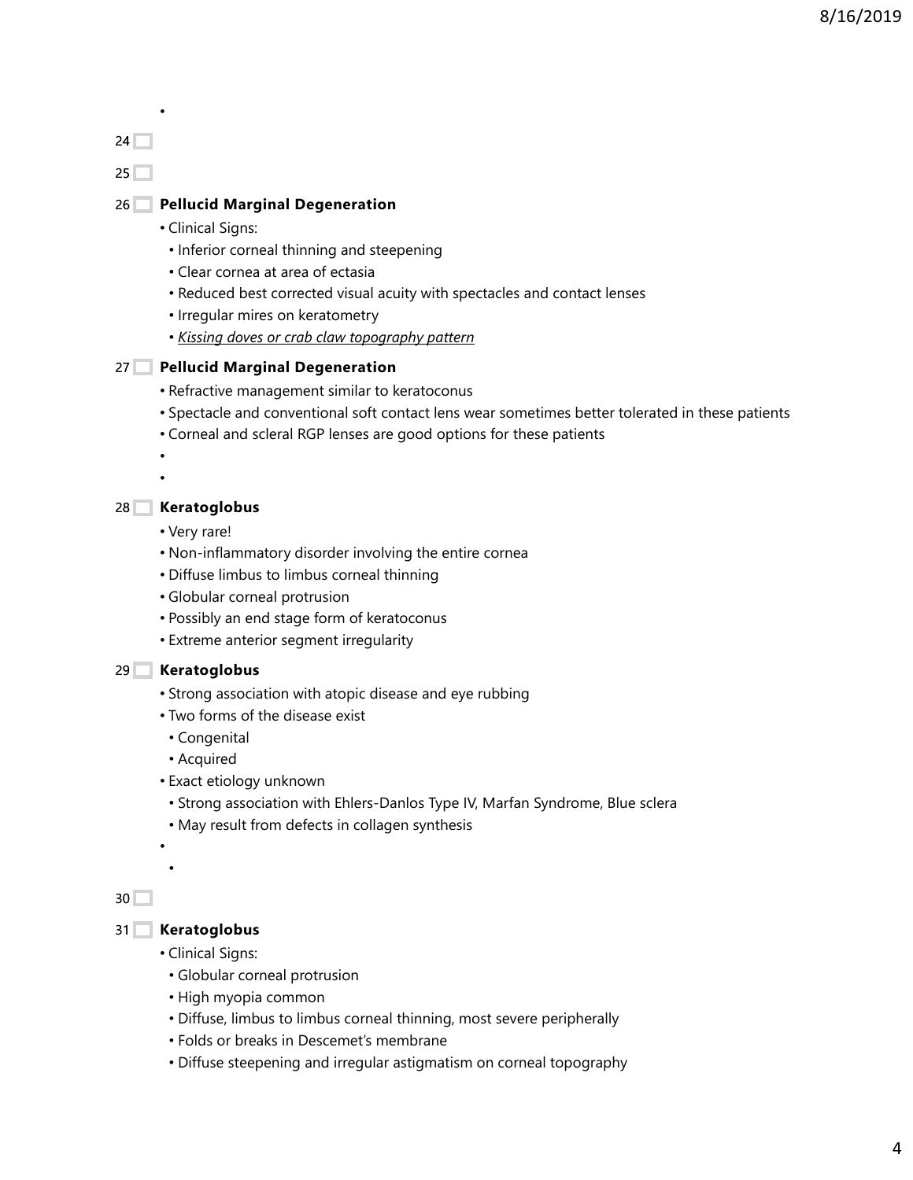- 

24

25

26

## Pellucid Marginal Degeneration

- Clinical Signs:
  - Inferior corneal thinning and steepening
  - Clear cornea at area of ectasia
  - Reduced best corrected visual acuity with spectacles and contact lenses
  - Irregular mires on keratometry
  - *Kissing doves or crab claw topography pattern*

27

## Pellucid Marginal Degeneration

- Refractive management similar to keratoconus
- Spectacle and conventional soft contact lens wear sometimes better tolerated in these patients
- Corneal and scleral RGP lenses are good options for these patients
- 
- 

28

## Keratoglobus

- Very rare!
- Non-inflammatory disorder involving the entire cornea
- Diffuse limbus to limbus corneal thinning
- Globular corneal protrusion
- Possibly an end stage form of keratoconus
- Extreme anterior segment irregularity

29

## Keratoglobus

- Strong association with atopic disease and eye rubbing
- Two forms of the disease exist
  - Congenital
  - Acquired
- Exact etiology unknown
  - Strong association with Ehlers-Danlos Type IV, Marfan Syndrome, Blue sclera
  - May result from defects in collagen synthesis
- 
  - 

30

31

## Keratoglobus

- Clinical Signs:
  - Globular corneal protrusion
  - High myopia common
  - Diffuse, limbus to limbus corneal thinning, most severe peripherally
  - Folds or breaks in Descemet's membrane
  - Diffuse steepening and irregular astigmatism on corneal topography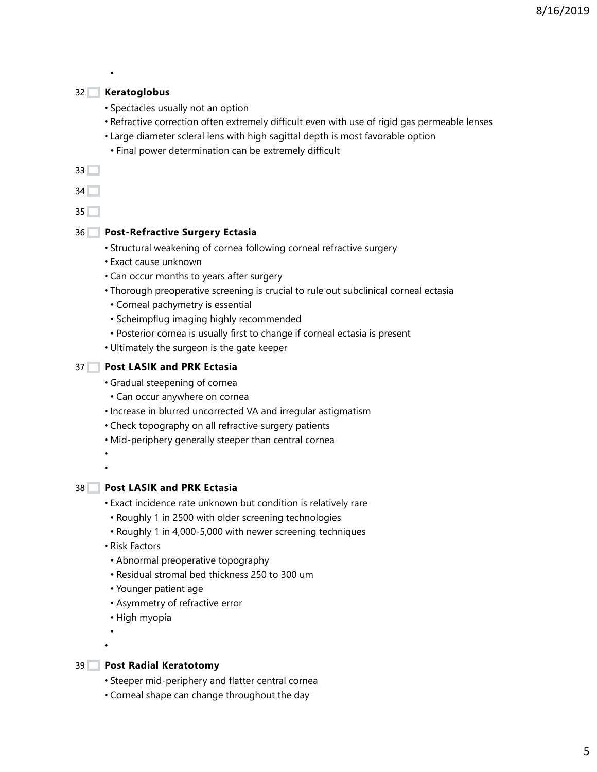## 32 Keratoglobus

- Spectacles usually not an option
- Refractive correction often extremely difficult even with use of rigid gas permeable lenses
- Large diameter scleral lens with high sagittal depth is most favorable option
  - Final power determination can be extremely difficult

33

34

35

## 36 Post-Refractive Surgery Ectasia

- Structural weakening of cornea following corneal refractive surgery
- Exact cause unknown
- Can occur months to years after surgery
- Thorough preoperative screening is crucial to rule out subclinical corneal ectasia
  - Corneal pachymetry is essential
  - Scheimpflug imaging highly recommended
  - Posterior cornea is usually first to change if corneal ectasia is present
- Ultimately the surgeon is the gate keeper

## 37 Post LASIK and PRK Ectasia

- Gradual steepening of cornea
  - Can occur anywhere on cornea
- Increase in blurred uncorrected VA and irregular astigmatism
- Check topography on all refractive surgery patients
- Mid-periphery generally steeper than central cornea

## 38 Post LASIK and PRK Ectasia

- Exact incidence rate unknown but condition is relatively rare
  - Roughly 1 in 2500 with older screening technologies
  - Roughly 1 in 4,000-5,000 with newer screening techniques
- Risk Factors
  - Abnormal preoperative topography
  - Residual stromal bed thickness 250 to 300 um
  - Younger patient age
  - Asymmetry of refractive error
  - High myopia

## 39 Post Radial Keratotomy

- Steeper mid-periphery and flatter central cornea
- Corneal shape can change throughout the day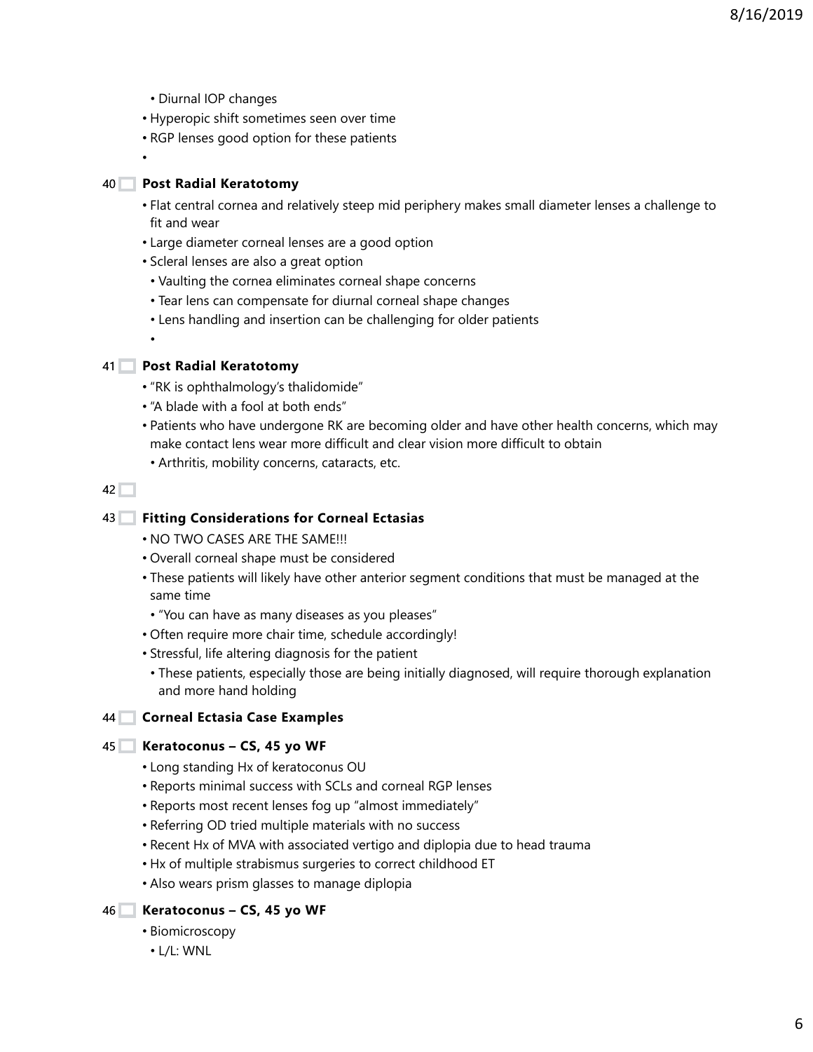- Diurnal IOP changes
- Hyperopic shift sometimes seen over time
- RGP lenses good option for these patients
-

### 40 Post Radial Keratotomy

- Flat central cornea and relatively steep mid periphery makes small diameter lenses a challenge to fit and wear
- Large diameter corneal lenses are a good option
- Scleral lenses are also a great option
  - Vaulting the cornea eliminates corneal shape concerns
  - Tear lens can compensate for diurnal corneal shape changes
  - Lens handling and insertion can be challenging for older patients
  -

### 41 Post Radial Keratotomy

- "RK is ophthalmology's thalidomide"
- "A blade with a fool at both ends"
- Patients who have undergone RK are becoming older and have other health concerns, which may make contact lens wear more difficult and clear vision more difficult to obtain
  - Arthritis, mobility concerns, cataracts, etc.

### 42

### 43 Fitting Considerations for Corneal Ectasias

- NO TWO CASES ARE THE SAME!!!
- Overall corneal shape must be considered
- These patients will likely have other anterior segment conditions that must be managed at the same time
  - "You can have as many diseases as you pleases"
- Often require more chair time, schedule accordingly!
- Stressful, life altering diagnosis for the patient
  - These patients, especially those are being initially diagnosed, will require thorough explanation and more hand holding

### 44 Corneal Ectasia Case Examples

### 45 Keratoconus – CS, 45 yo WF

- Long standing Hx of keratoconus OU
- Reports minimal success with SCLs and corneal RGP lenses
- Reports most recent lenses fog up "almost immediately"
- Referring OD tried multiple materials with no success
- Recent Hx of MVA with associated vertigo and diplopia due to head trauma
- Hx of multiple strabismus surgeries to correct childhood ET
- Also wears prism glasses to manage diplopia

### 46 Keratoconus – CS, 45 yo WF

- Biomicroscopy
  - L/L: WNL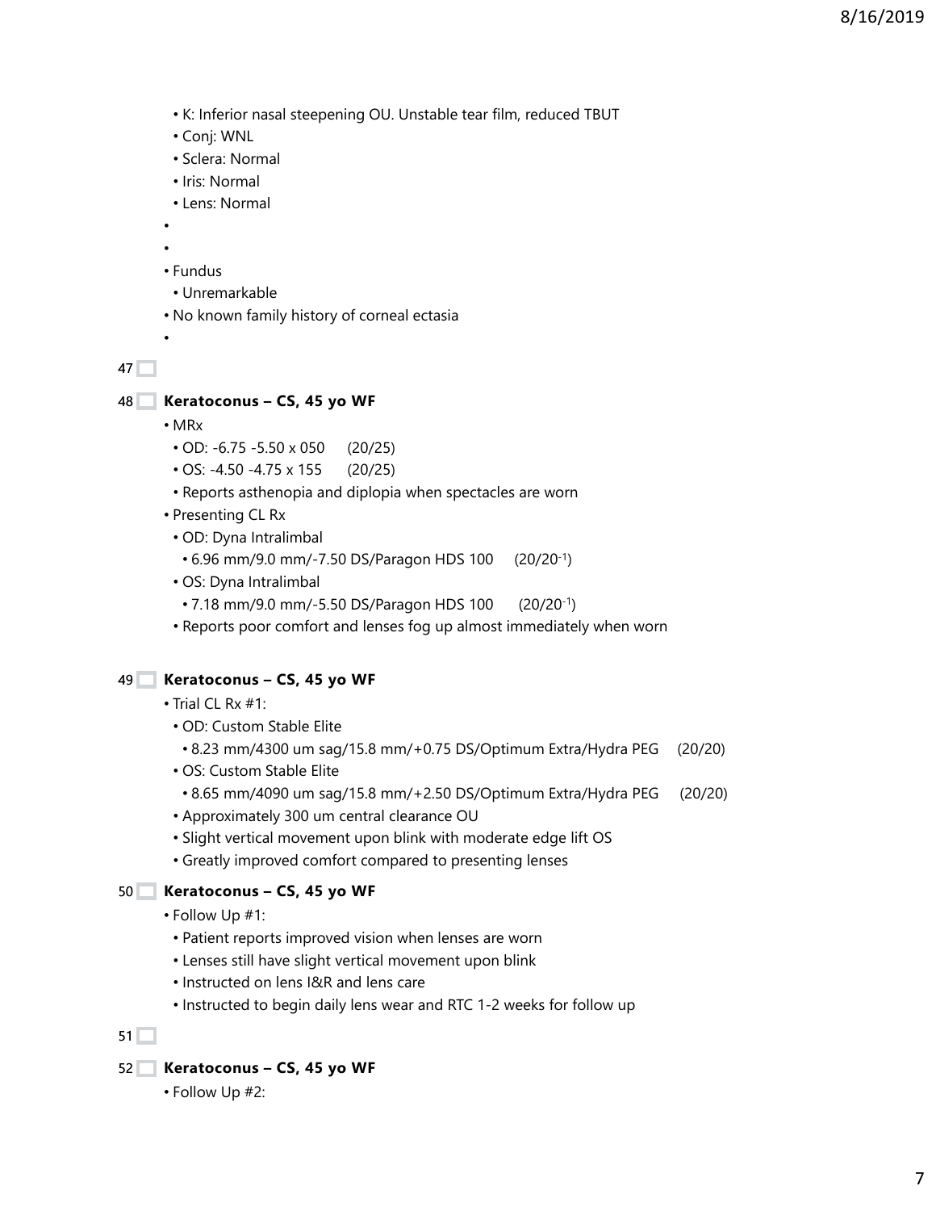- K: Inferior nasal steepening OU. Unstable tear film, reduced TBUT
- Conj: WNL
- Sclera: Normal
- Iris: Normal
- Lens: Normal
- Fundus
  - Unremarkable
- No known family history of corneal ectasia

## Keratoconus – CS, 45 yo WF

- MRx
  - OD: -6.75 -5.50 x 050 (20/25)
  - OS: -4.50 -4.75 x 155 (20/25)
  - Reports asthenopia and diplopia when spectacles are worn
- Presenting CL Rx
  - OD: Dyna Intralimbal
    - 6.96 mm/9.0 mm/-7.50 DS/Paragon HDS 100 ($20/20^{-1}$)
  - OS: Dyna Intralimbal
    - 7.18 mm/9.0 mm/-5.50 DS/Paragon HDS 100 ($20/20^{-1}$)
  - Reports poor comfort and lenses fog up almost immediately when worn

## Keratoconus – CS, 45 yo WF

- Trial CL Rx #1:
  - OD: Custom Stable Elite
    - 8.23 mm/4300 um sag/15.8 mm/+0.75 DS/Optimum Extra/Hydra PEG (20/20)
  - OS: Custom Stable Elite
    - 8.65 mm/4090 um sag/15.8 mm/+2.50 DS/Optimum Extra/Hydra PEG (20/20)
  - Approximately 300 um central clearance OU
  - Slight vertical movement upon blink with moderate edge lift OS
  - Greatly improved comfort compared to presenting lenses

## Keratoconus – CS, 45 yo WF

- Follow Up #1:
  - Patient reports improved vision when lenses are worn
  - Lenses still have slight vertical movement upon blink
  - Instructed on lens I&R and lens care
  - Instructed to begin daily lens wear and RTC 1-2 weeks for follow up

## Keratoconus – CS, 45 yo WF

- Follow Up #2: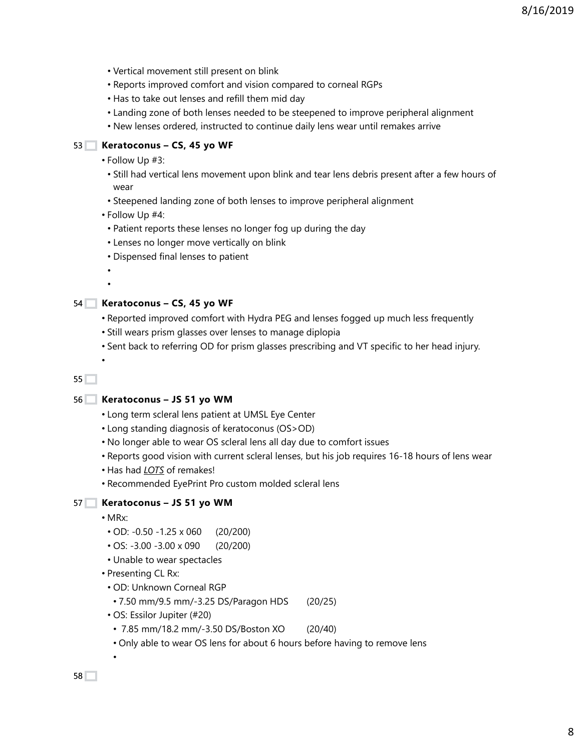- Vertical movement still present on blink
- Reports improved comfort and vision compared to corneal RGPs
- Has to take out lenses and refill them mid day
- Landing zone of both lenses needed to be steepened to improve peripheral alignment
- New lenses ordered, instructed to continue daily lens wear until remakes arrive

53

**Keratoconus – CS, 45 yo WF**

- Follow Up #3:
  - Still had vertical lens movement upon blink and tear lens debris present after a few hours of wear
  - Steepened landing zone of both lenses to improve peripheral alignment
- Follow Up #4:
  - Patient reports these lenses no longer fog up during the day
  - Lenses no longer move vertically on blink
  - Dispensed final lenses to patient

54

**Keratoconus – CS, 45 yo WF**

- Reported improved comfort with Hydra PEG and lenses fogged up much less frequently
- Still wears prism glasses over lenses to manage diplopia
- Sent back to referring OD for prism glasses prescribing and VT specific to her head injury.

55

56

**Keratoconus – JS 51 yo WM**

- Long term scleral lens patient at UMSL Eye Center
- Long standing diagnosis of keratoconus (OS>OD)
- No longer able to wear OS scleral lens all day due to comfort issues
- Reports good vision with current scleral lenses, but his job requires 16-18 hours of lens wear
- Has had ***LOTS*** of remakes!
- Recommended EyePrint Pro custom molded scleral lens

57

**Keratoconus – JS 51 yo WM**

- MRx:
  - OD: -0.50 -1.25 x 060 (20/200)
  - OS: -3.00 -3.00 x 090 (20/200)
  - Unable to wear spectacles
- Presenting CL Rx:
  - OD: Unknown Corneal RGP
    - 7.50 mm/9.5 mm/-3.25 DS/Paragon HDS (20/25)
  - OS: Essilor Jupiter (#20)
    - 7.85 mm/18.2 mm/-3.50 DS/Boston XO (20/40)
    - Only able to wear OS lens for about 6 hours before having to remove lens

58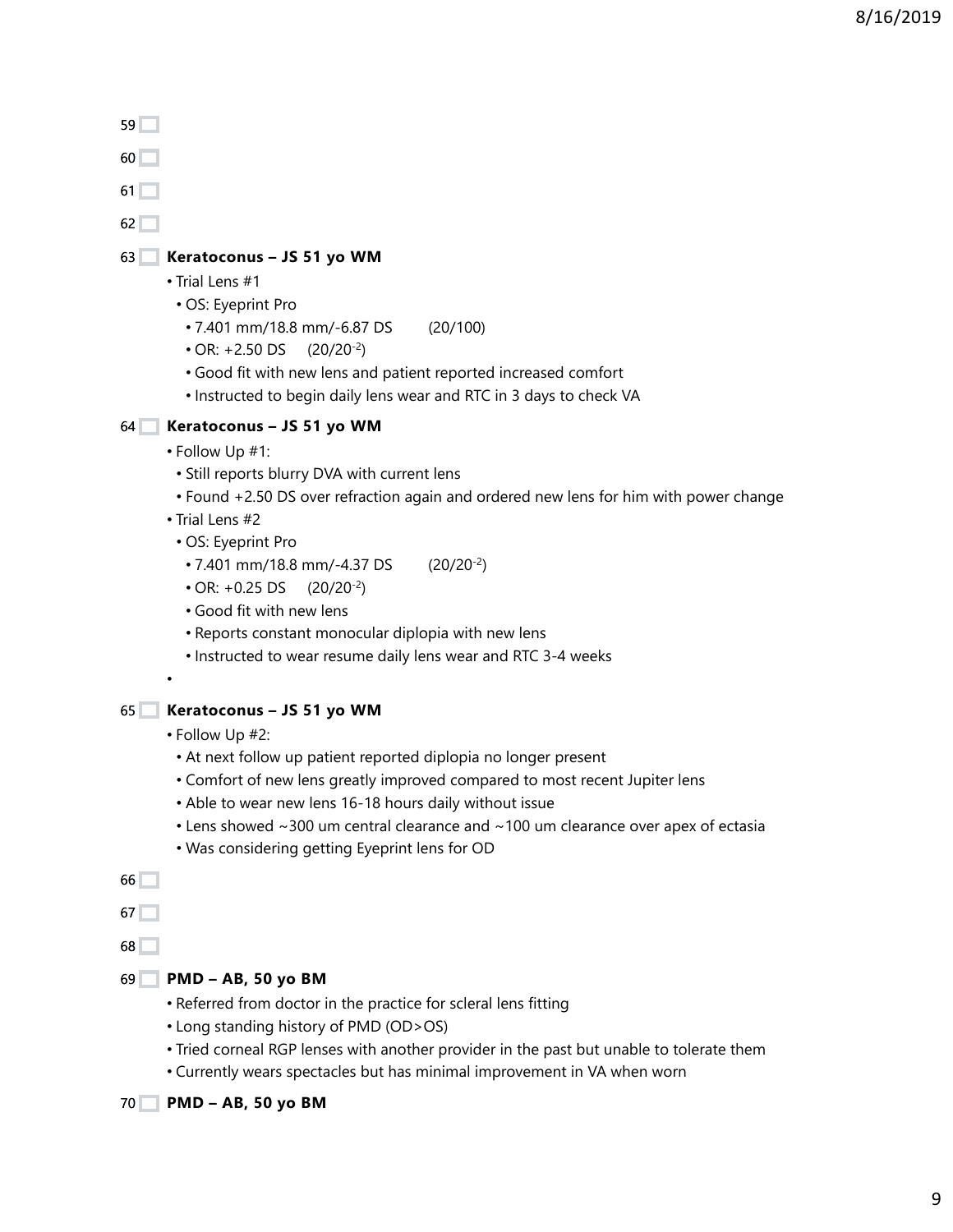## Keratoconus – JS 51 yo WM

- Trial Lens #1
  - OS: Eyeprint Pro
    - 7.401 mm/18.8 mm/-6.87 DS (20/100)
    - OR: +2.50 DS ($20/20^{-2}$)
    - Good fit with new lens and patient reported increased comfort
    - Instructed to begin daily lens wear and RTC in 3 days to check VA

## Keratoconus – JS 51 yo WM

- Follow Up #1:
  - Still reports blurry DVA with current lens
  - Found +2.50 DS over refraction again and ordered new lens for him with power change
- Trial Lens #2
  - OS: Eyeprint Pro
    - 7.401 mm/18.8 mm/-4.37 DS ($20/20^{-2}$)
    - OR: +0.25 DS ($20/20^{-2}$)
    - Good fit with new lens
    - Reports constant monocular diplopia with new lens
    - Instructed to wear resume daily lens wear and RTC 3-4 weeks

## Keratoconus – JS 51 yo WM

- Follow Up #2:
  - At next follow up patient reported diplopia no longer present
  - Comfort of new lens greatly improved compared to most recent Jupiter lens
  - Able to wear new lens 16-18 hours daily without issue
  - Lens showed ~300 um central clearance and ~100 um clearance over apex of ectasia
  - Was considering getting Eyeprint lens for OD

## PMD – AB, 50 yo BM

- Referred from doctor in the practice for scleral lens fitting
- Long standing history of PMD (OD>OS)
- Tried corneal RGP lenses with another provider in the past but unable to tolerate them
- Currently wears spectacles but has minimal improvement in VA when worn

## PMD – AB, 50 yo BM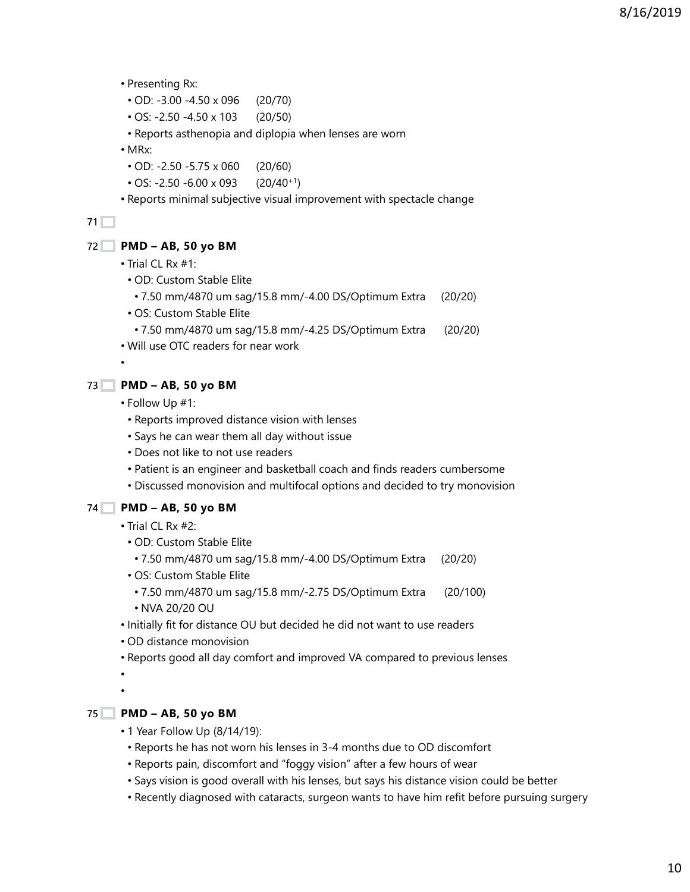- Presenting Rx:
  - OD: -3.00 -4.50 x 096 (20/70)
  - OS: -2.50 -4.50 x 103 (20/50)
  - Reports asthenopia and diplopia when lenses are worn
- MRx:
  - OD: -2.50 -5.75 x 060 (20/60)
  - OS: -2.50 -6.00 x 093 ($20/40^{+1}$)
- Reports minimal subjective visual improvement with spectacle change

71

72 **PMD – AB, 50 yo BM**

- Trial CL Rx #1:
  - OD: Custom Stable Elite
    - 7.50 mm/4870 um sag/15.8 mm/-4.00 DS/Optimum Extra (20/20)
  - OS: Custom Stable Elite
    - 7.50 mm/4870 um sag/15.8 mm/-4.25 DS/Optimum Extra (20/20)
- Will use OTC readers for near work

73 **PMD – AB, 50 yo BM**

- Follow Up #1:
  - Reports improved distance vision with lenses
  - Says he can wear them all day without issue
  - Does not like to not use readers
  - Patient is an engineer and basketball coach and finds readers cumbersome
  - Discussed monovision and multifocal options and decided to try monovision

74 **PMD – AB, 50 yo BM**

- Trial CL Rx #2:
  - OD: Custom Stable Elite
    - 7.50 mm/4870 um sag/15.8 mm/-4.00 DS/Optimum Extra (20/20)
  - OS: Custom Stable Elite
    - 7.50 mm/4870 um sag/15.8 mm/-2.75 DS/Optimum Extra (20/100)
    - NVA 20/20 OU
- Initially fit for distance OU but decided he did not want to use readers
- OD distance monovision
- Reports good all day comfort and improved VA compared to previous lenses

75 **PMD – AB, 50 yo BM**

- 1 Year Follow Up (8/14/19):
  - Reports he has not worn his lenses in 3-4 months due to OD discomfort
  - Reports pain, discomfort and "foggy vision" after a few hours of wear
  - Says vision is good overall with his lenses, but says his distance vision could be better
  - Recently diagnosed with cataracts, surgeon wants to have him refit before pursuing surgery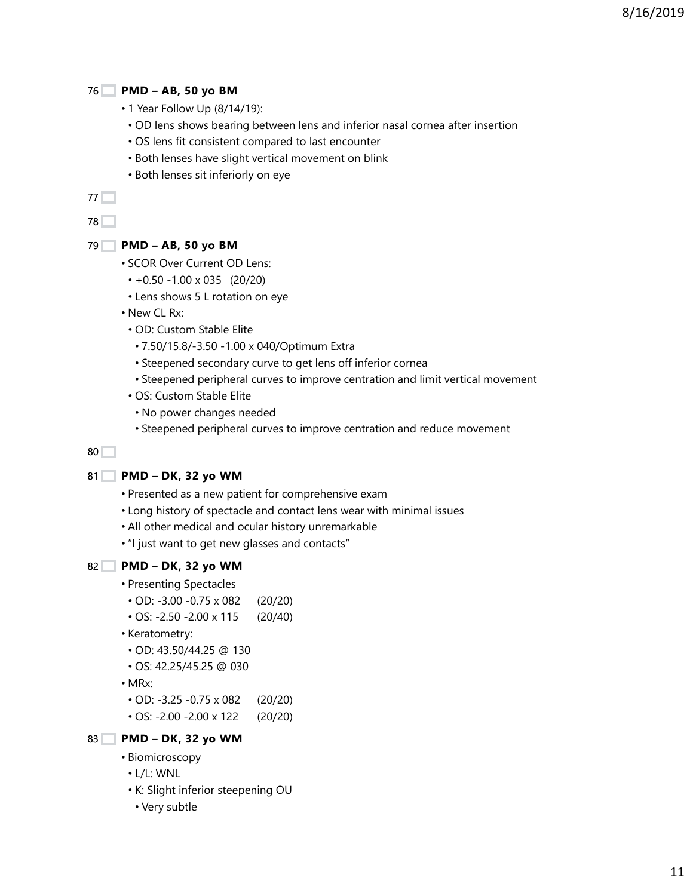### PMD – AB, 50 yo BM

- 1 Year Follow Up (8/14/19):
  - OD lens shows bearing between lens and inferior nasal cornea after insertion
  - OS lens fit consistent compared to last encounter
  - Both lenses have slight vertical movement on blink
  - Both lenses sit inferiorly on eye

### PMD – AB, 50 yo BM

- SCOR Over Current OD Lens:
  - +0.50 -1.00 x 035 (20/20)
  - Lens shows 5 L rotation on eye
- New CL Rx:
  - OD: Custom Stable Elite
    - 7.50/15.8/-3.50 -1.00 x 040/Optimum Extra
    - Steepened secondary curve to get lens off inferior cornea
    - Steepened peripheral curves to improve centration and limit vertical movement
  - OS: Custom Stable Elite
    - No power changes needed
    - Steepened peripheral curves to improve centration and reduce movement

### PMD – DK, 32 yo WM

- Presented as a new patient for comprehensive exam
- Long history of spectacle and contact lens wear with minimal issues
- All other medical and ocular history unremarkable
- "I just want to get new glasses and contacts"

### PMD – DK, 32 yo WM

- Presenting Spectacles
  - OD: -3.00 -0.75 x 082 (20/20)
  - OS: -2.50 -2.00 x 115 (20/40)
- Keratometry:
  - OD: 43.50/44.25 @ 130
  - OS: 42.25/45.25 @ 030
- MRx:
  - OD: -3.25 -0.75 x 082 (20/20)
  - OS: -2.00 -2.00 x 122 (20/20)

### PMD – DK, 32 yo WM

- Biomicroscopy
  - L/L: WNL
  - K: Slight inferior steepening OU
    - Very subtle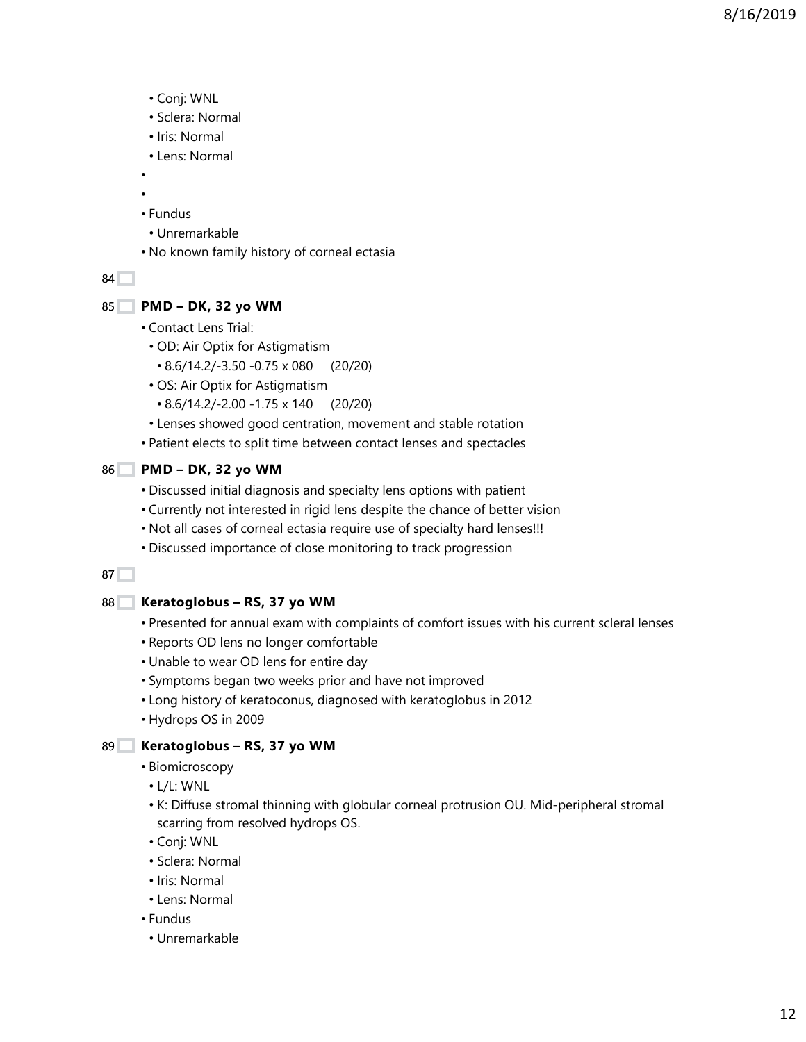- Conj: WNL
- Sclera: Normal
- Iris: Normal
- Lens: Normal
- 
- 
- Fundus
  - Unremarkable
- No known family history of corneal ectasia

84

85 **PMD – DK, 32 yo WM**

- Contact Lens Trial:
  - OD: Air Optix for Astigmatism
    - 8.6/14.2/-3.50 -0.75 x 080 (20/20)
  - OS: Air Optix for Astigmatism
    - 8.6/14.2/-2.00 -1.75 x 140 (20/20)
  - Lenses showed good centration, movement and stable rotation
- Patient elects to split time between contact lenses and spectacles

86 **PMD – DK, 32 yo WM**

- Discussed initial diagnosis and specialty lens options with patient
- Currently not interested in rigid lens despite the chance of better vision
- Not all cases of corneal ectasia require use of specialty hard lenses!!!
- Discussed importance of close monitoring to track progression

87

88 **Keratoglobus – RS, 37 yo WM**

- Presented for annual exam with complaints of comfort issues with his current scleral lenses
- Reports OD lens no longer comfortable
- Unable to wear OD lens for entire day
- Symptoms began two weeks prior and have not improved
- Long history of keratoconus, diagnosed with keratoglobus in 2012
- Hydrops OS in 2009

89 **Keratoglobus – RS, 37 yo WM**

- Biomicroscopy
  - L/L: WNL
  - K: Diffuse stromal thinning with globular corneal protrusion OU. Mid-peripheral stromal scarring from resolved hydrops OS.
  - Conj: WNL
  - Sclera: Normal
  - Iris: Normal
  - Lens: Normal
- Fundus
  - Unremarkable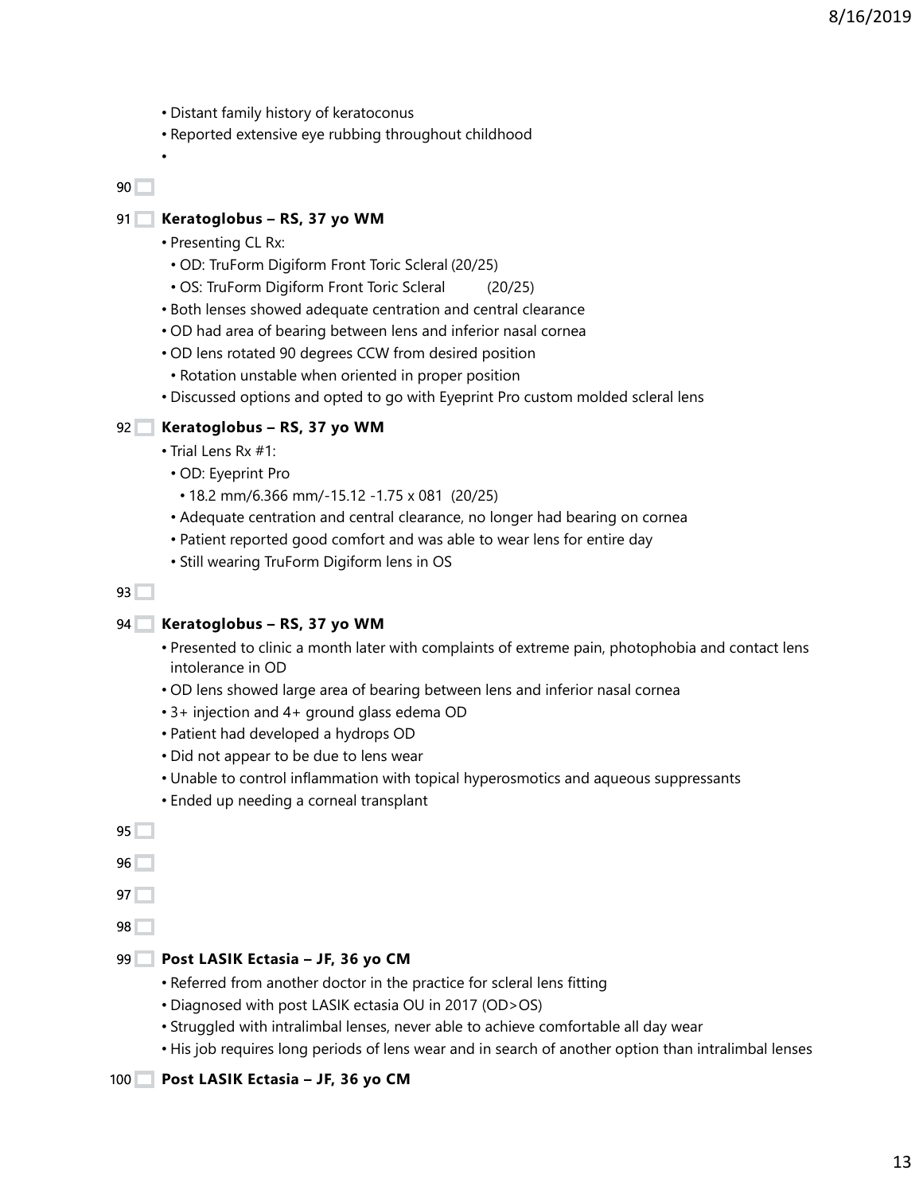- Distant family history of keratoconus
- Reported extensive eye rubbing throughout childhood
- 

90

91 **Keratoglobus – RS, 37 yo WM**

- Presenting CL Rx:
  - OD: TruForm Digiform Front Toric Scleral (20/25)
  - OS: TruForm Digiform Front Toric Scleral (20/25)
- Both lenses showed adequate centration and central clearance
- OD had area of bearing between lens and inferior nasal cornea
- OD lens rotated 90 degrees CCW from desired position
  - Rotation unstable when oriented in proper position
- Discussed options and opted to go with Eyeprint Pro custom molded scleral lens

92 **Keratoglobus – RS, 37 yo WM**

- Trial Lens Rx #1:
  - OD: Eyeprint Pro
    - 18.2 mm/6.366 mm/-15.12 -1.75 x 081 (20/25)
  - Adequate centration and central clearance, no longer had bearing on cornea
  - Patient reported good comfort and was able to wear lens for entire day
  - Still wearing TruForm Digiform lens in OS

93

94 **Keratoglobus – RS, 37 yo WM**

- Presented to clinic a month later with complaints of extreme pain, photophobia and contact lens intolerance in OD
- OD lens showed large area of bearing between lens and inferior nasal cornea
- 3+ injection and 4+ ground glass edema OD
- Patient had developed a hydrops OD
- Did not appear to be due to lens wear
- Unable to control inflammation with topical hyperosmotics and aqueous suppressants
- Ended up needing a corneal transplant

95

96

97

98

99 **Post LASIK Ectasia – JF, 36 yo CM**

- Referred from another doctor in the practice for scleral lens fitting
- Diagnosed with post LASIK ectasia OU in 2017 (OD>OS)
- Struggled with intralimbal lenses, never able to achieve comfortable all day wear
- His job requires long periods of lens wear and in search of another option than intralimbal lenses

100 **Post LASIK Ectasia – JF, 36 yo CM**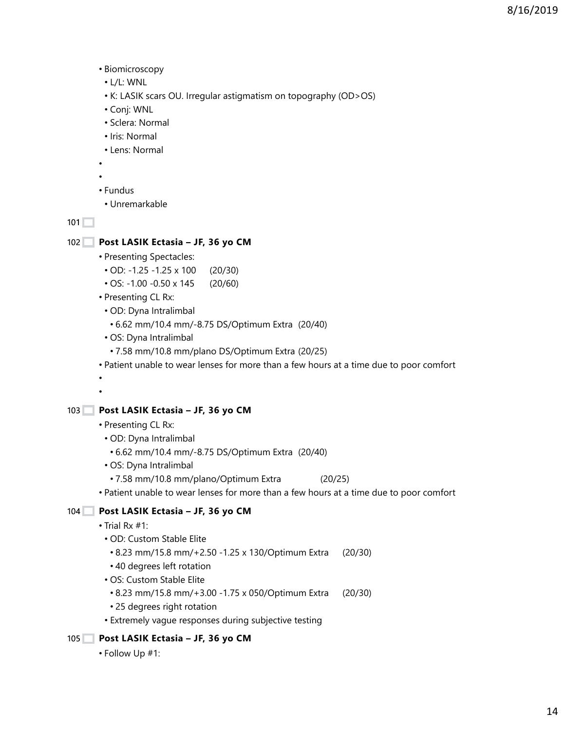- Biomicroscopy
  - L/L: WNL
  - K: LASIK scars OU. Irregular astigmatism on topography (OD>OS)
  - Conj: WNL
  - Sclera: Normal
  - Iris: Normal
  - Lens: Normal
- Fundus
  - Unremarkable

101

102 **Post LASIK Ectasia – JF, 36 yo CM**

- Presenting Spectacles:
  - OD: -1.25 -1.25 x 100 (20/30)
  - OS: -1.00 -0.50 x 145 (20/60)
- Presenting CL Rx:
  - OD: Dyna Intralimbal
    - 6.62 mm/10.4 mm/-8.75 DS/Optimum Extra (20/40)
  - OS: Dyna Intralimbal
    - 7.58 mm/10.8 mm/plano DS/Optimum Extra (20/25)
- Patient unable to wear lenses for more than a few hours at a time due to poor comfort

103 **Post LASIK Ectasia – JF, 36 yo CM**

- Presenting CL Rx:
  - OD: Dyna Intralimbal
    - 6.62 mm/10.4 mm/-8.75 DS/Optimum Extra (20/40)
  - OS: Dyna Intralimbal
    - 7.58 mm/10.8 mm/plano/Optimum Extra (20/25)
- Patient unable to wear lenses for more than a few hours at a time due to poor comfort

104 **Post LASIK Ectasia – JF, 36 yo CM**

- Trial Rx #1:
  - OD: Custom Stable Elite
    - 8.23 mm/15.8 mm/+2.50 -1.25 x 130/Optimum Extra (20/30)
    - 40 degrees left rotation
  - OS: Custom Stable Elite
    - 8.23 mm/15.8 mm/+3.00 -1.75 x 050/Optimum Extra (20/30)
    - 25 degrees right rotation
  - Extremely vague responses during subjective testing

105 **Post LASIK Ectasia – JF, 36 yo CM**

- Follow Up #1: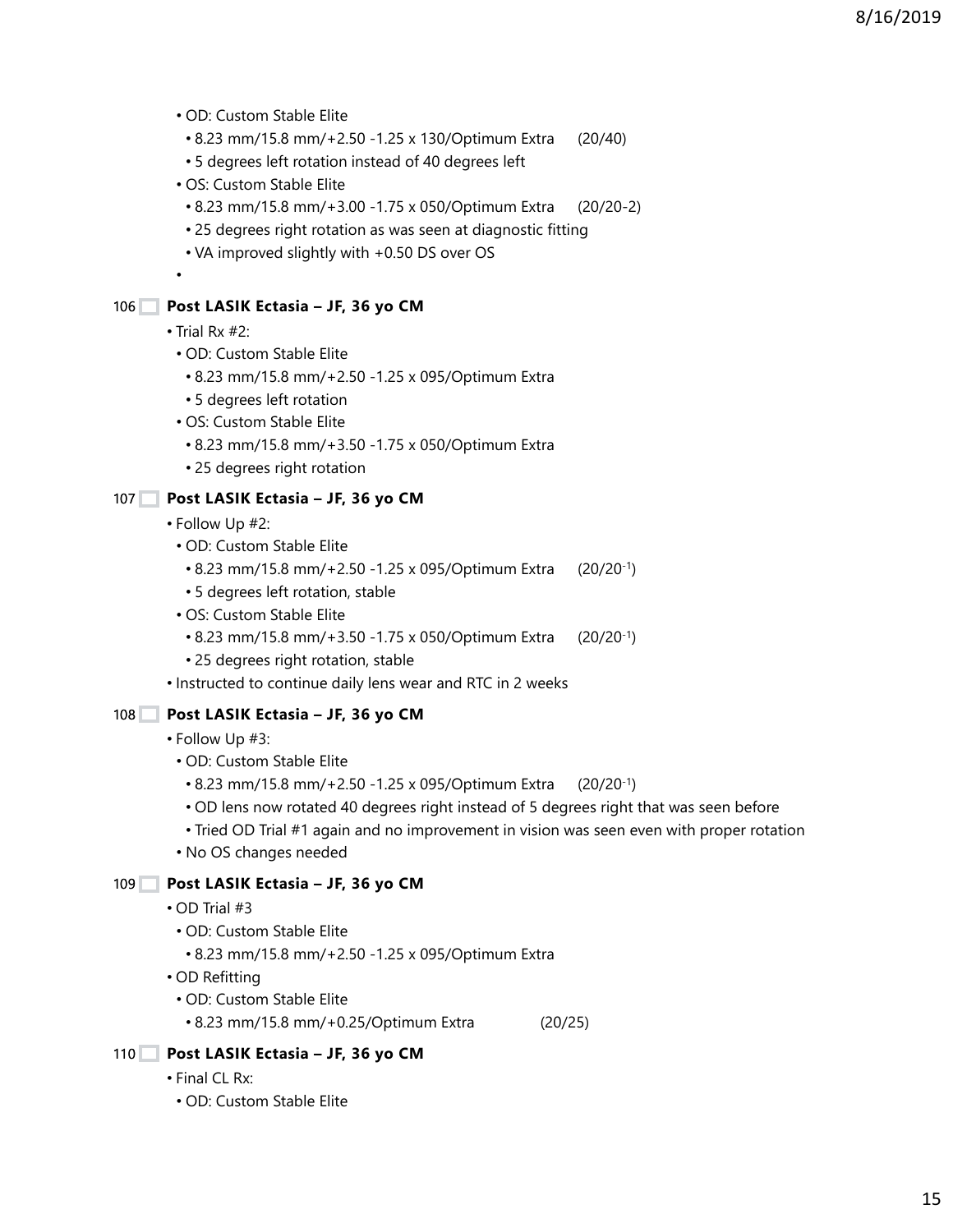- OD: Custom Stable Elite
  - 8.23 mm/15.8 mm/+2.50 -1.25 x 130/Optimum Extra (20/40)
  - 5 degrees left rotation instead of 40 degrees left
- OS: Custom Stable Elite
  - 8.23 mm/15.8 mm/+3.00 -1.75 x 050/Optimum Extra (20/20-2)
  - 25 degrees right rotation as was seen at diagnostic fitting
  - VA improved slightly with +0.50 DS over OS
-

106

## Post LASIK Ectasia – JF, 36 yo CM

- Trial Rx #2:
  - OD: Custom Stable Elite
    - 8.23 mm/15.8 mm/+2.50 -1.25 x 095/Optimum Extra
    - 5 degrees left rotation
  - OS: Custom Stable Elite
    - 8.23 mm/15.8 mm/+3.50 -1.75 x 050/Optimum Extra
    - 25 degrees right rotation

107

## Post LASIK Ectasia – JF, 36 yo CM

- Follow Up #2:
  - OD: Custom Stable Elite
    - 8.23 mm/15.8 mm/+2.50 -1.25 x 095/Optimum Extra (20/20$^{-1}$)
    - 5 degrees left rotation, stable
  - OS: Custom Stable Elite
    - 8.23 mm/15.8 mm/+3.50 -1.75 x 050/Optimum Extra (20/20$^{-1}$)
    - 25 degrees right rotation, stable
- Instructed to continue daily lens wear and RTC in 2 weeks

108

## Post LASIK Ectasia – JF, 36 yo CM

- Follow Up #3:
  - OD: Custom Stable Elite
    - 8.23 mm/15.8 mm/+2.50 -1.25 x 095/Optimum Extra (20/20$^{-1}$)
    - OD lens now rotated 40 degrees right instead of 5 degrees right that was seen before
    - Tried OD Trial #1 again and no improvement in vision was seen even with proper rotation
  - No OS changes needed

109

## Post LASIK Ectasia – JF, 36 yo CM

- OD Trial #3
  - OD: Custom Stable Elite
    - 8.23 mm/15.8 mm/+2.50 -1.25 x 095/Optimum Extra
- OD Refitting
  - OD: Custom Stable Elite
    - 8.23 mm/15.8 mm/+0.25/Optimum Extra (20/25)

110

## Post LASIK Ectasia – JF, 36 yo CM

- Final CL Rx:
  - OD: Custom Stable Elite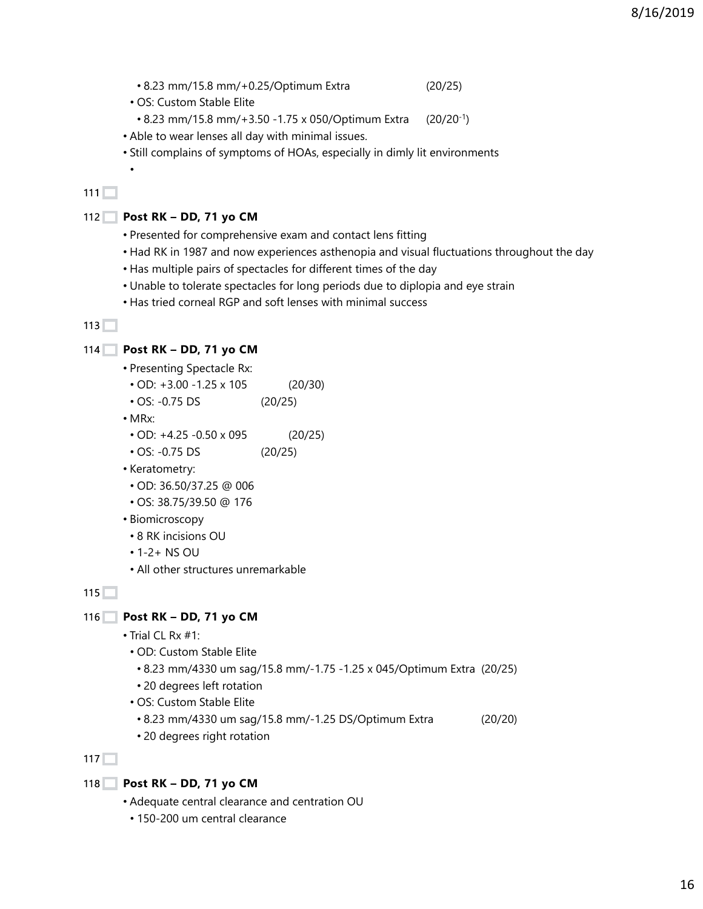- 8.23 mm/15.8 mm/+0.25/Optimum Extra (20/25)
- OS: Custom Stable Elite
  - 8.23 mm/15.8 mm/+3.50 -1.75 x 050/Optimum Extra (20/20$^{-1}$)
- Able to wear lenses all day with minimal issues.
- Still complains of symptoms of HOAs, especially in dimly lit environments
-

111

112 **Post RK – DD, 71 yo CM**

- Presented for comprehensive exam and contact lens fitting
- Had RK in 1987 and now experiences asthenopia and visual fluctuations throughout the day
- Has multiple pairs of spectacles for different times of the day
- Unable to tolerate spectacles for long periods due to diplopia and eye strain
- Has tried corneal RGP and soft lenses with minimal success

113

114 **Post RK – DD, 71 yo CM**

- Presenting Spectacle Rx:
  - OD: +3.00 -1.25 x 105 (20/30)
  - OS: -0.75 DS (20/25)
- MRx:
  - OD: +4.25 -0.50 x 095 (20/25)
  - OS: -0.75 DS (20/25)
- Keratometry:
  - OD: 36.50/37.25 @ 006
  - OS: 38.75/39.50 @ 176
- Biomicroscopy
  - 8 RK incisions OU
  - 1-2+ NS OU
  - All other structures unremarkable

115

116 **Post RK – DD, 71 yo CM**

- Trial CL Rx #1:
  - OD: Custom Stable Elite
    - 8.23 mm/4330 um sag/15.8 mm/-1.75 -1.25 x 045/Optimum Extra (20/25)
    - 20 degrees left rotation
  - OS: Custom Stable Elite
    - 8.23 mm/4330 um sag/15.8 mm/-1.25 DS/Optimum Extra (20/20)
    - 20 degrees right rotation

117

118 **Post RK – DD, 71 yo CM**

- Adequate central clearance and centration OU
  - 150-200 um central clearance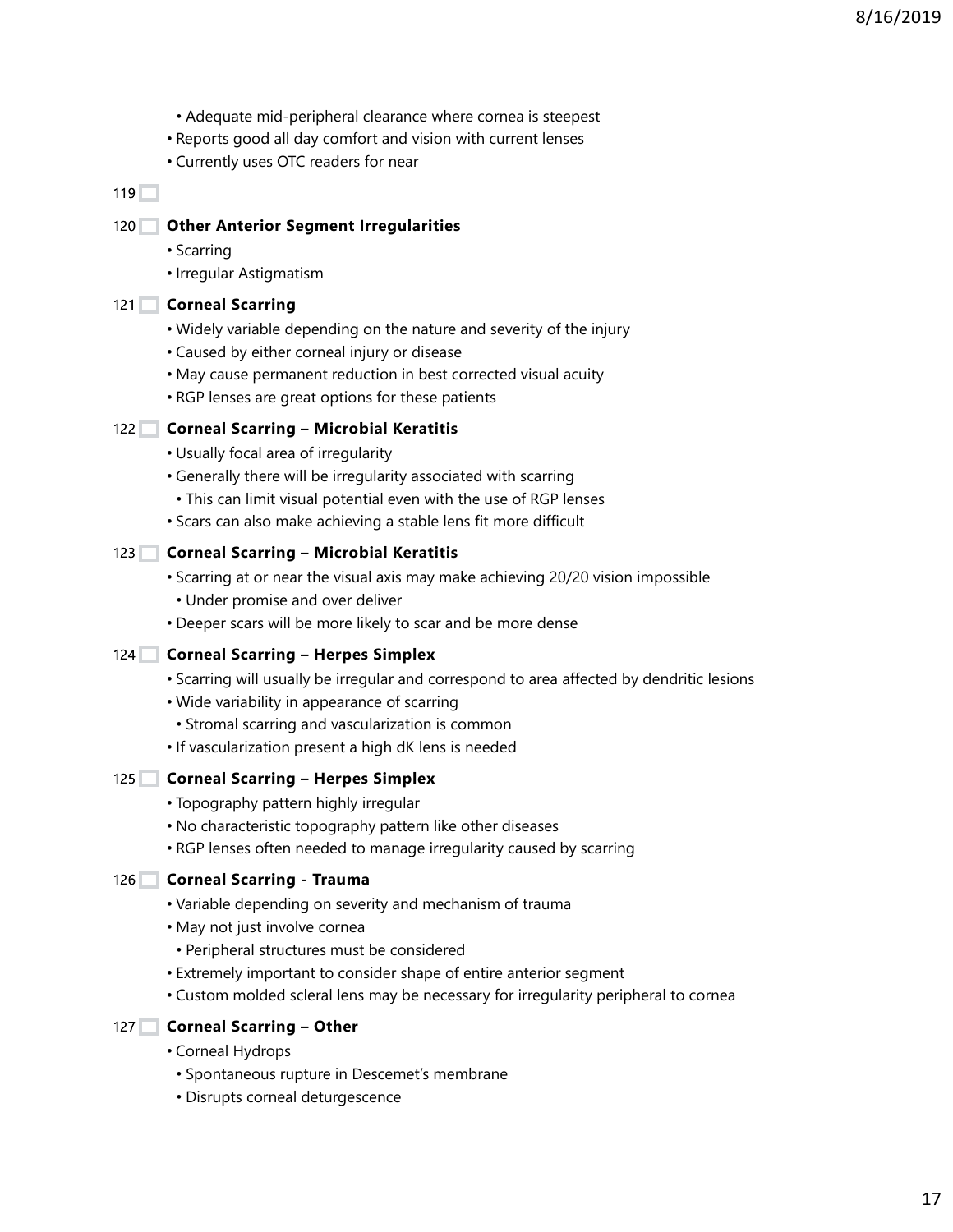- Adequate mid-peripheral clearance where cornea is steepest
- Reports good all day comfort and vision with current lenses
- Currently uses OTC readers for near

119

120 **Other Anterior Segment Irregularities**

- Scarring
- Irregular Astigmatism

121 **Corneal Scarring**

- Widely variable depending on the nature and severity of the injury
- Caused by either corneal injury or disease
- May cause permanent reduction in best corrected visual acuity
- RGP lenses are great options for these patients

122 **Corneal Scarring – Microbial Keratitis**

- Usually focal area of irregularity
- Generally there will be irregularity associated with scarring
  - This can limit visual potential even with the use of RGP lenses
- Scars can also make achieving a stable lens fit more difficult

123 **Corneal Scarring – Microbial Keratitis**

- Scarring at or near the visual axis may make achieving 20/20 vision impossible
  - Under promise and over deliver
- Deeper scars will be more likely to scar and be more dense

124 **Corneal Scarring – Herpes Simplex**

- Scarring will usually be irregular and correspond to area affected by dendritic lesions
- Wide variability in appearance of scarring
  - Stromal scarring and vascularization is common
- If vascularization present a high dK lens is needed

125 **Corneal Scarring – Herpes Simplex**

- Topography pattern highly irregular
- No characteristic topography pattern like other diseases
- RGP lenses often needed to manage irregularity caused by scarring

126 **Corneal Scarring - Trauma**

- Variable depending on severity and mechanism of trauma
- May not just involve cornea
  - Peripheral structures must be considered
- Extremely important to consider shape of entire anterior segment
- Custom molded scleral lens may be necessary for irregularity peripheral to cornea

127 **Corneal Scarring – Other**

- Corneal Hydrops
  - Spontaneous rupture in Descemet's membrane
  - Disrupts corneal deturgescence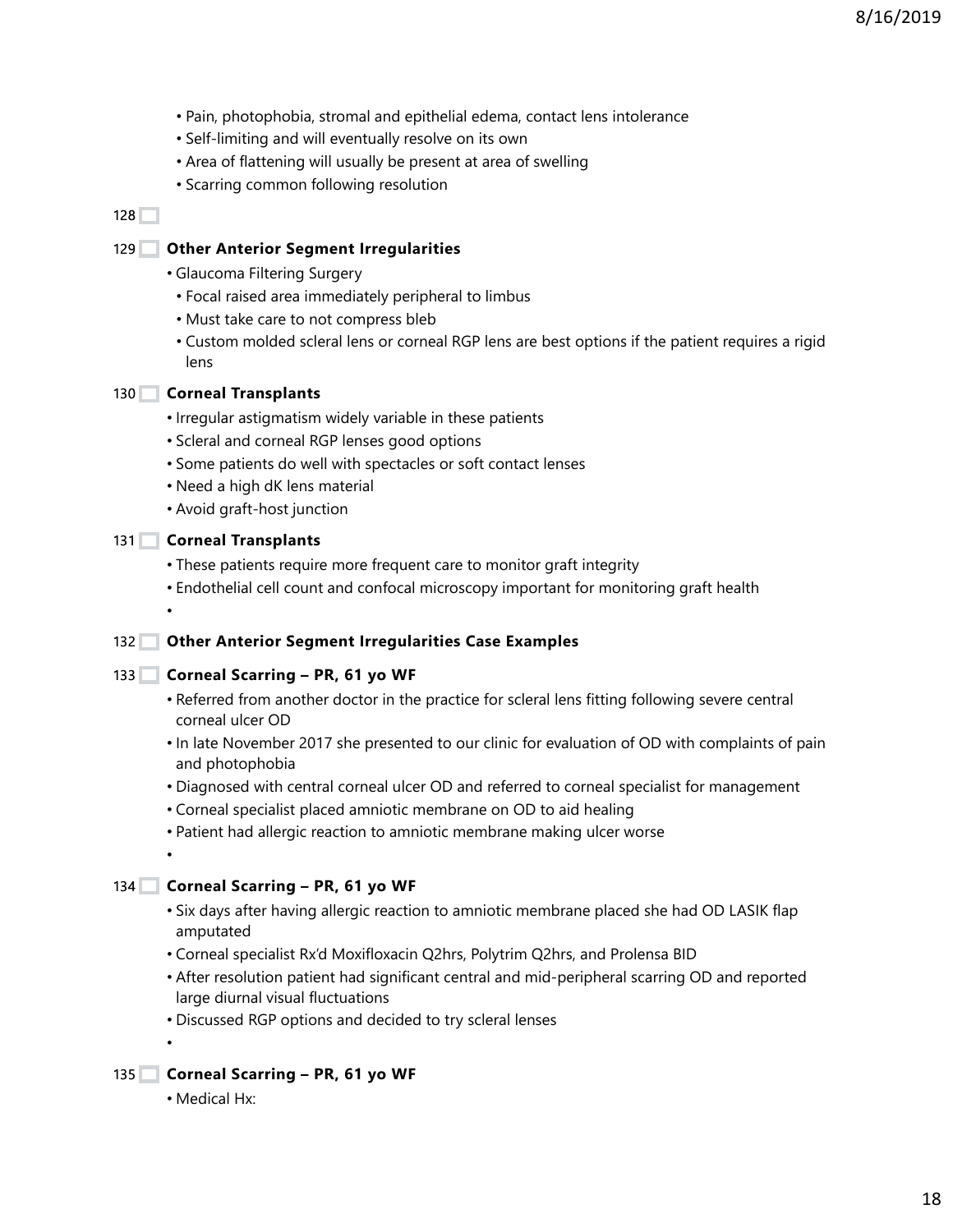- Pain, photophobia, stromal and epithelial edema, contact lens intolerance
- Self-limiting and will eventually resolve on its own
- Area of flattening will usually be present at area of swelling
- Scarring common following resolution

128

129 **Other Anterior Segment Irregularities**

- Glaucoma Filtering Surgery
  - Focal raised area immediately peripheral to limbus
  - Must take care to not compress bleb
  - Custom molded scleral lens or corneal RGP lens are best options if the patient requires a rigid lens

130 **Corneal Transplants**

- Irregular astigmatism widely variable in these patients
- Scleral and corneal RGP lenses good options
- Some patients do well with spectacles or soft contact lenses
- Need a high dK lens material
- Avoid graft-host junction

131 **Corneal Transplants**

- These patients require more frequent care to monitor graft integrity
- Endothelial cell count and confocal microscopy important for monitoring graft health
-

132 **Other Anterior Segment Irregularities Case Examples**

133 **Corneal Scarring – PR, 61 yo WF**

- Referred from another doctor in the practice for scleral lens fitting following severe central corneal ulcer OD
- In late November 2017 she presented to our clinic for evaluation of OD with complaints of pain and photophobia
- Diagnosed with central corneal ulcer OD and referred to corneal specialist for management
- Corneal specialist placed amniotic membrane on OD to aid healing
- Patient had allergic reaction to amniotic membrane making ulcer worse
-

134 **Corneal Scarring – PR, 61 yo WF**

- Six days after having allergic reaction to amniotic membrane placed she had OD LASIK flap amputated
- Corneal specialist Rx'd Moxifloxacin Q2hrs, Polytrim Q2hrs, and Prolensa BID
- After resolution patient had significant central and mid-peripheral scarring OD and reported large diurnal visual fluctuations
- Discussed RGP options and decided to try scleral lenses
-

135 **Corneal Scarring – PR, 61 yo WF**

- Medical Hx: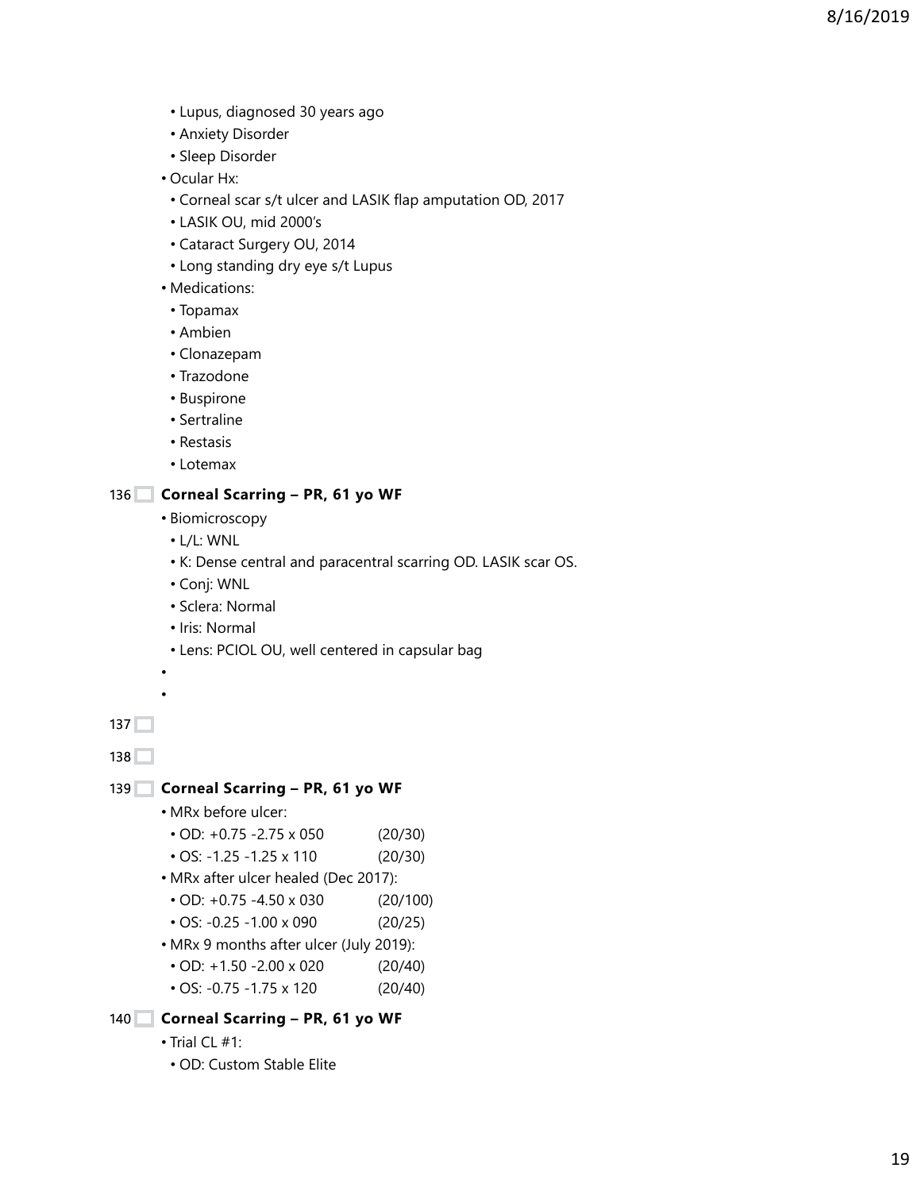- Lupus, diagnosed 30 years ago
- Anxiety Disorder
- Sleep Disorder
- Ocular Hx:
  - Corneal scar s/t ulcer and LASIK flap amputation OD, 2017
  - LASIK OU, mid 2000's
  - Cataract Surgery OU, 2014
  - Long standing dry eye s/t Lupus
- Medications:
  - Topamax
  - Ambien
  - Clonazepam
  - Trazodone
  - Buspirone
  - Sertraline
  - Restasis
  - Lotemax

136

**Corneal Scarring – PR, 61 yo WF**

- Biomicroscopy
  - L/L: WNL
  - K: Dense central and paracentral scarring OD. LASIK scar OS.
  - Conj: WNL
  - Sclera: Normal
  - Iris: Normal
  - Lens: PCIOL OU, well centered in capsular bag
-
-

137

138

139

**Corneal Scarring – PR, 61 yo WF**

- MRx before ulcer:
  - OD: +0.75 -2.75 x 050 (20/30)
  - OS: -1.25 -1.25 x 110 (20/30)
- MRx after ulcer healed (Dec 2017):
  - OD: +0.75 -4.50 x 030 (20/100)
  - OS: -0.25 -1.00 x 090 (20/25)
- MRx 9 months after ulcer (July 2019):
  - OD: +1.50 -2.00 x 020 (20/40)
  - OS: -0.75 -1.75 x 120 (20/40)

140

**Corneal Scarring – PR, 61 yo WF**

- Trial CL #1:
  - OD: Custom Stable Elite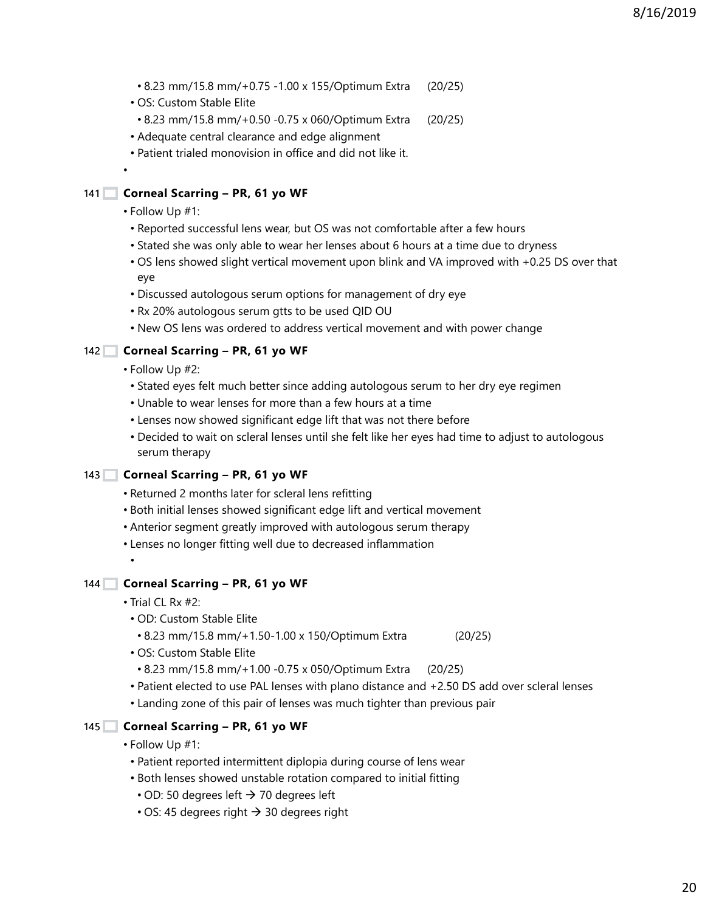- 8.23 mm/15.8 mm/+0.75 -1.00 x 155/Optimum Extra (20/25)
- OS: Custom Stable Elite
  - 8.23 mm/15.8 mm/+0.50 -0.75 x 060/Optimum Extra (20/25)
- Adequate central clearance and edge alignment
- Patient trialed monovision in office and did not like it.

141

### Corneal Scarring – PR, 61 yo WF

- Follow Up #1:
  - Reported successful lens wear, but OS was not comfortable after a few hours
  - Stated she was only able to wear her lenses about 6 hours at a time due to dryness
  - OS lens showed slight vertical movement upon blink and VA improved with +0.25 DS over that eye
  - Discussed autologous serum options for management of dry eye
  - Rx 20% autologous serum gtts to be used QID OU
  - New OS lens was ordered to address vertical movement and with power change

142

### Corneal Scarring – PR, 61 yo WF

- Follow Up #2:
  - Stated eyes felt much better since adding autologous serum to her dry eye regimen
  - Unable to wear lenses for more than a few hours at a time
  - Lenses now showed significant edge lift that was not there before
  - Decided to wait on scleral lenses until she felt like her eyes had time to adjust to autologous serum therapy

143

### Corneal Scarring – PR, 61 yo WF

- Returned 2 months later for scleral lens refitting
- Both initial lenses showed significant edge lift and vertical movement
- Anterior segment greatly improved with autologous serum therapy
- Lenses no longer fitting well due to decreased inflammation

144

### Corneal Scarring – PR, 61 yo WF

- Trial CL Rx #2:
  - OD: Custom Stable Elite
    - 8.23 mm/15.8 mm/+1.50-1.00 x 150/Optimum Extra (20/25)
  - OS: Custom Stable Elite
    - 8.23 mm/15.8 mm/+1.00 -0.75 x 050/Optimum Extra (20/25)
  - Patient elected to use PAL lenses with plano distance and +2.50 DS add over scleral lenses
  - Landing zone of this pair of lenses was much tighter than previous pair

145

### Corneal Scarring – PR, 61 yo WF

- Follow Up #1:
  - Patient reported intermittent diplopia during course of lens wear
  - Both lenses showed unstable rotation compared to initial fitting
    - OD: 50 degrees left → 70 degrees left
    - OS: 45 degrees right → 30 degrees right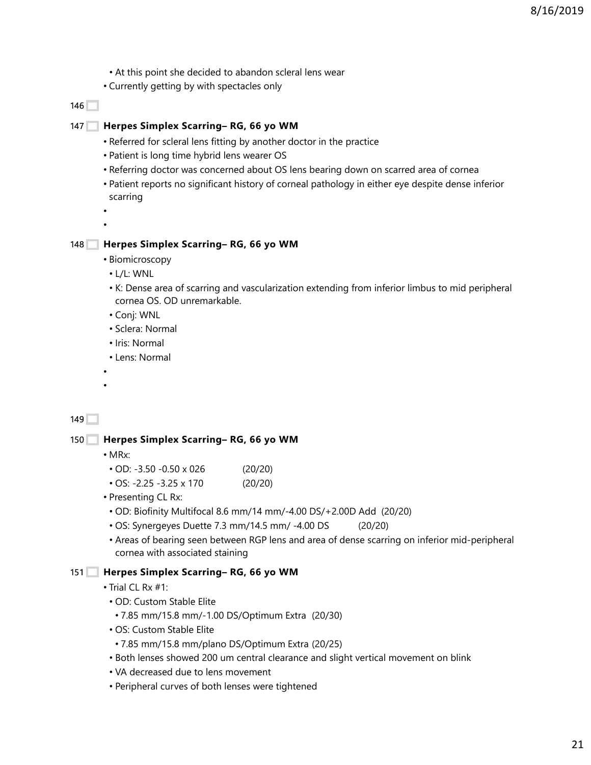- At this point she decided to abandon scleral lens wear
- Currently getting by with spectacles only

146

147 **Herpes Simplex Scarring– RG, 66 yo WM**

- Referred for scleral lens fitting by another doctor in the practice
- Patient is long time hybrid lens wearer OS
- Referring doctor was concerned about OS lens bearing down on scarred area of cornea
- Patient reports no significant history of corneal pathology in either eye despite dense inferior scarring

148 **Herpes Simplex Scarring– RG, 66 yo WM**

- Biomicroscopy
  - L/L: WNL
  - K: Dense area of scarring and vascularization extending from inferior limbus to mid peripheral cornea OS. OD unremarkable.
  - Conj: WNL
  - Sclera: Normal
  - Iris: Normal
  - Lens: Normal

149

150 **Herpes Simplex Scarring– RG, 66 yo WM**

- MRx:
  - OD: -3.50 -0.50 x 026 (20/20)
  - OS: -2.25 -3.25 x 170 (20/20)
- Presenting CL Rx:
  - OD: Biofinity Multifocal 8.6 mm/14 mm/-4.00 DS/+2.00D Add (20/20)
  - OS: Synergeyes Duette 7.3 mm/14.5 mm/ -4.00 DS (20/20)
  - Areas of bearing seen between RGP lens and area of dense scarring on inferior mid-peripheral cornea with associated staining

151 **Herpes Simplex Scarring– RG, 66 yo WM**

- Trial CL Rx #1:
  - OD: Custom Stable Elite
    - 7.85 mm/15.8 mm/-1.00 DS/Optimum Extra (20/30)
  - OS: Custom Stable Elite
    - 7.85 mm/15.8 mm/plano DS/Optimum Extra (20/25)
  - Both lenses showed 200 um central clearance and slight vertical movement on blink
  - VA decreased due to lens movement
  - Peripheral curves of both lenses were tightened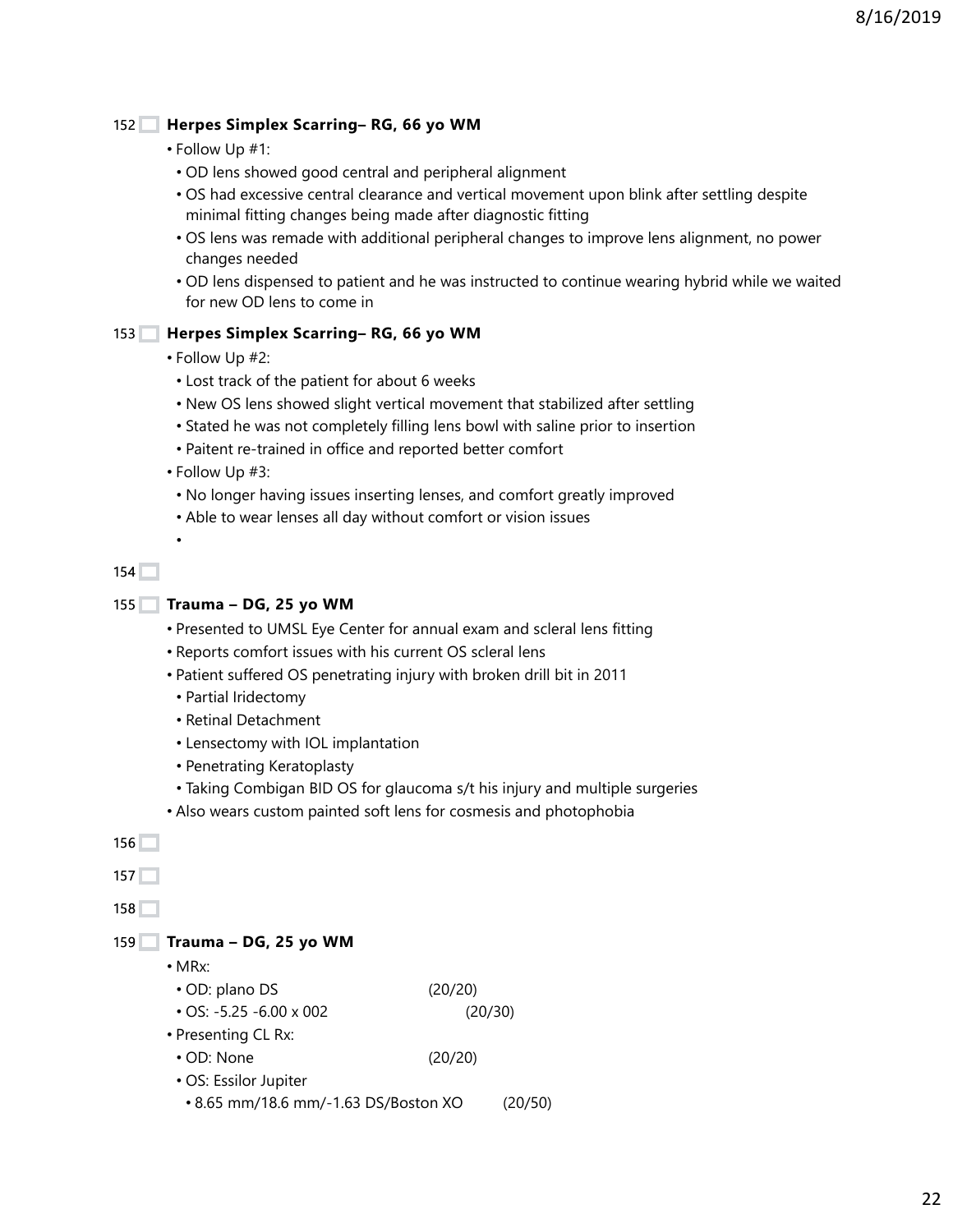152

## Herpes Simplex Scarring– RG, 66 yo WM

- Follow Up #1:
  - OD lens showed good central and peripheral alignment
  - OS had excessive central clearance and vertical movement upon blink after settling despite minimal fitting changes being made after diagnostic fitting
  - OS lens was remade with additional peripheral changes to improve lens alignment, no power changes needed
  - OD lens dispensed to patient and he was instructed to continue wearing hybrid while we waited for new OD lens to come in

153

## Herpes Simplex Scarring– RG, 66 yo WM

- Follow Up #2:
  - Lost track of the patient for about 6 weeks
  - New OS lens showed slight vertical movement that stabilized after settling
  - Stated he was not completely filling lens bowl with saline prior to insertion
  - Paitent re-trained in office and reported better comfort
- Follow Up #3:
  - No longer having issues inserting lenses, and comfort greatly improved
  - Able to wear lenses all day without comfort or vision issues
  -

154

155

## Trauma – DG, 25 yo WM

- Presented to UMSL Eye Center for annual exam and scleral lens fitting
- Reports comfort issues with his current OS scleral lens
- Patient suffered OS penetrating injury with broken drill bit in 2011
  - Partial Iridectomy
  - Retinal Detachment
  - Lensectomy with IOL implantation
  - Penetrating Keratoplasty
  - Taking Combigan BID OS for glaucoma s/t his injury and multiple surgeries
- Also wears custom painted soft lens for cosmesis and photophobia

156

157

158

159

## Trauma – DG, 25 yo WM

- MRx:
  - OD: plano DS (20/20)
  - OS: -5.25 -6.00 x 002 (20/30)
- Presenting CL Rx:
  - OD: None (20/20)
  - OS: Essilor Jupiter
    - 8.65 mm/18.6 mm/-1.63 DS/Boston XO (20/50)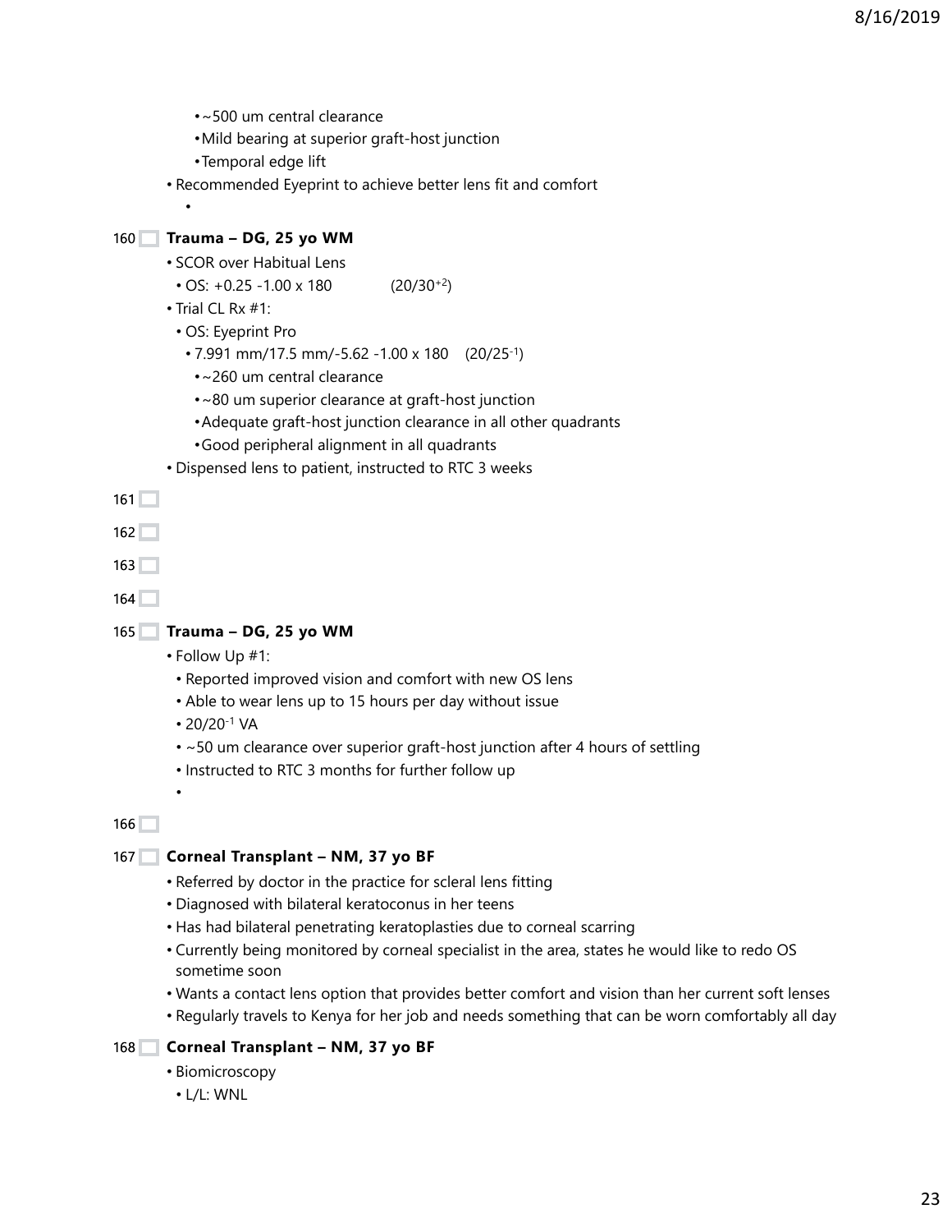- ~500 um central clearance
- Mild bearing at superior graft-host junction
- Temporal edge lift
- Recommended Eyeprint to achieve better lens fit and comfort

160

**Trauma – DG, 25 yo WM**

- SCOR over Habitual Lens
  - OS: +0.25 -1.00 x 180 (20/30$^{+2}$)
- Trial CL Rx #1:
  - OS: Eyeprint Pro
    - 7.991 mm/17.5 mm/-5.62 -1.00 x 180 (20/25$^{-1}$)
      - ~260 um central clearance
      - ~80 um superior clearance at graft-host junction
      - Adequate graft-host junction clearance in all other quadrants
      - Good peripheral alignment in all quadrants
- Dispensed lens to patient, instructed to RTC 3 weeks

161

162

163

164

165

**Trauma – DG, 25 yo WM**

- Follow Up #1:
  - Reported improved vision and comfort with new OS lens
  - Able to wear lens up to 15 hours per day without issue
  - 20/20$^{-1}$ VA
  - ~50 um clearance over superior graft-host junction after 4 hours of settling
  - Instructed to RTC 3 months for further follow up

166

167

**Corneal Transplant – NM, 37 yo BF**

- Referred by doctor in the practice for scleral lens fitting
- Diagnosed with bilateral keratoconus in her teens
- Has had bilateral penetrating keratoplasties due to corneal scarring
- Currently being monitored by corneal specialist in the area, states he would like to redo OS sometime soon
- Wants a contact lens option that provides better comfort and vision than her current soft lenses
- Regularly travels to Kenya for her job and needs something that can be worn comfortably all day

168

**Corneal Transplant – NM, 37 yo BF**

- Biomicroscopy
  - L/L: WNL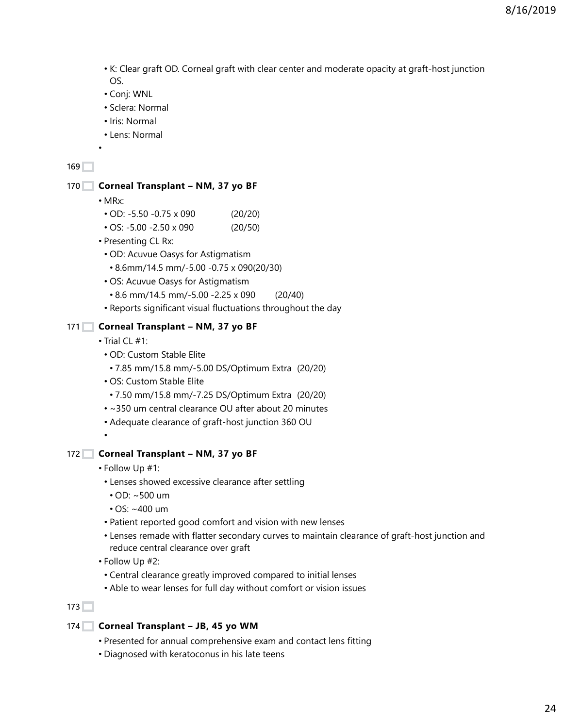- K: Clear graft OD. Corneal graft with clear center and moderate opacity at graft-host junction OS.
- Conj: WNL
- Sclera: Normal
- Iris: Normal
- Lens: Normal
-

169

170 **Corneal Transplant – NM, 37 yo BF**

- MRx:
  - OD: -5.50 -0.75 x 090 (20/20)
  - OS: -5.00 -2.50 x 090 (20/50)
- Presenting CL Rx:
  - OD: Acuvue Oasys for Astigmatism
    - 8.6mm/14.5 mm/-5.00 -0.75 x 090(20/30)
  - OS: Acuvue Oasys for Astigmatism
    - 8.6 mm/14.5 mm/-5.00 -2.25 x 090 (20/40)
  - Reports significant visual fluctuations throughout the day

171 **Corneal Transplant – NM, 37 yo BF**

- Trial CL #1:
  - OD: Custom Stable Elite
    - 7.85 mm/15.8 mm/-5.00 DS/Optimum Extra (20/20)
  - OS: Custom Stable Elite
    - 7.50 mm/15.8 mm/-7.25 DS/Optimum Extra (20/20)
  - ~350 um central clearance OU after about 20 minutes
  - Adequate clearance of graft-host junction 360 OU
  -

172 **Corneal Transplant – NM, 37 yo BF**

- Follow Up #1:
  - Lenses showed excessive clearance after settling
    - OD: ~500 um
    - OS: ~400 um
  - Patient reported good comfort and vision with new lenses
  - Lenses remade with flatter secondary curves to maintain clearance of graft-host junction and reduce central clearance over graft
- Follow Up #2:
  - Central clearance greatly improved compared to initial lenses
  - Able to wear lenses for full day without comfort or vision issues

173

174 **Corneal Transplant – JB, 45 yo WM**

- Presented for annual comprehensive exam and contact lens fitting
- Diagnosed with keratoconus in his late teens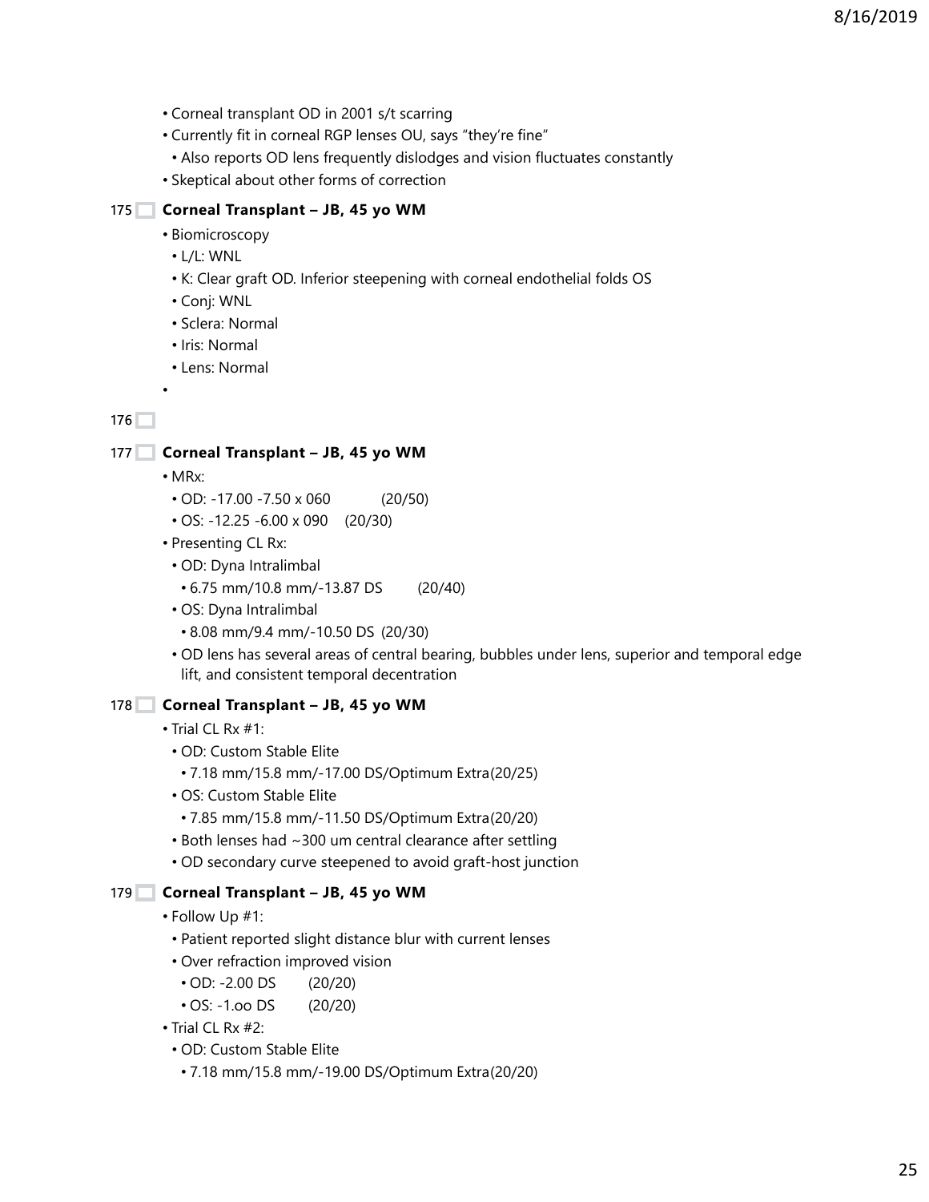- Corneal transplant OD in 2001 s/t scarring
- Currently fit in corneal RGP lenses OU, says "they're fine"
  - Also reports OD lens frequently dislodges and vision fluctuates constantly
- Skeptical about other forms of correction

175

### Corneal Transplant – JB, 45 yo WM

- Biomicroscopy
  - L/L: WNL
  - K: Clear graft OD. Inferior steepening with corneal endothelial folds OS
  - Conj: WNL
  - Sclera: Normal
  - Iris: Normal
  - Lens: Normal
-

176

177

### Corneal Transplant – JB, 45 yo WM

- MRx:
  - OD: -17.00 -7.50 x 060 (20/50)
  - OS: -12.25 -6.00 x 090 (20/30)
- Presenting CL Rx:
  - OD: Dyna Intralimbal
    - 6.75 mm/10.8 mm/-13.87 DS (20/40)
  - OS: Dyna Intralimbal
    - 8.08 mm/9.4 mm/-10.50 DS (20/30)
  - OD lens has several areas of central bearing, bubbles under lens, superior and temporal edge lift, and consistent temporal decentration

178

### Corneal Transplant – JB, 45 yo WM

- Trial CL Rx #1:
  - OD: Custom Stable Elite
    - 7.18 mm/15.8 mm/-17.00 DS/Optimum Extra(20/25)
  - OS: Custom Stable Elite
    - 7.85 mm/15.8 mm/-11.50 DS/Optimum Extra(20/20)
  - Both lenses had ~300 um central clearance after settling
  - OD secondary curve steepened to avoid graft-host junction

179

### Corneal Transplant – JB, 45 yo WM

- Follow Up #1:
  - Patient reported slight distance blur with current lenses
  - Over refraction improved vision
    - OD: -2.00 DS (20/20)
    - OS: -1.oo DS (20/20)
- Trial CL Rx #2:
  - OD: Custom Stable Elite
    - 7.18 mm/15.8 mm/-19.00 DS/Optimum Extra(20/20)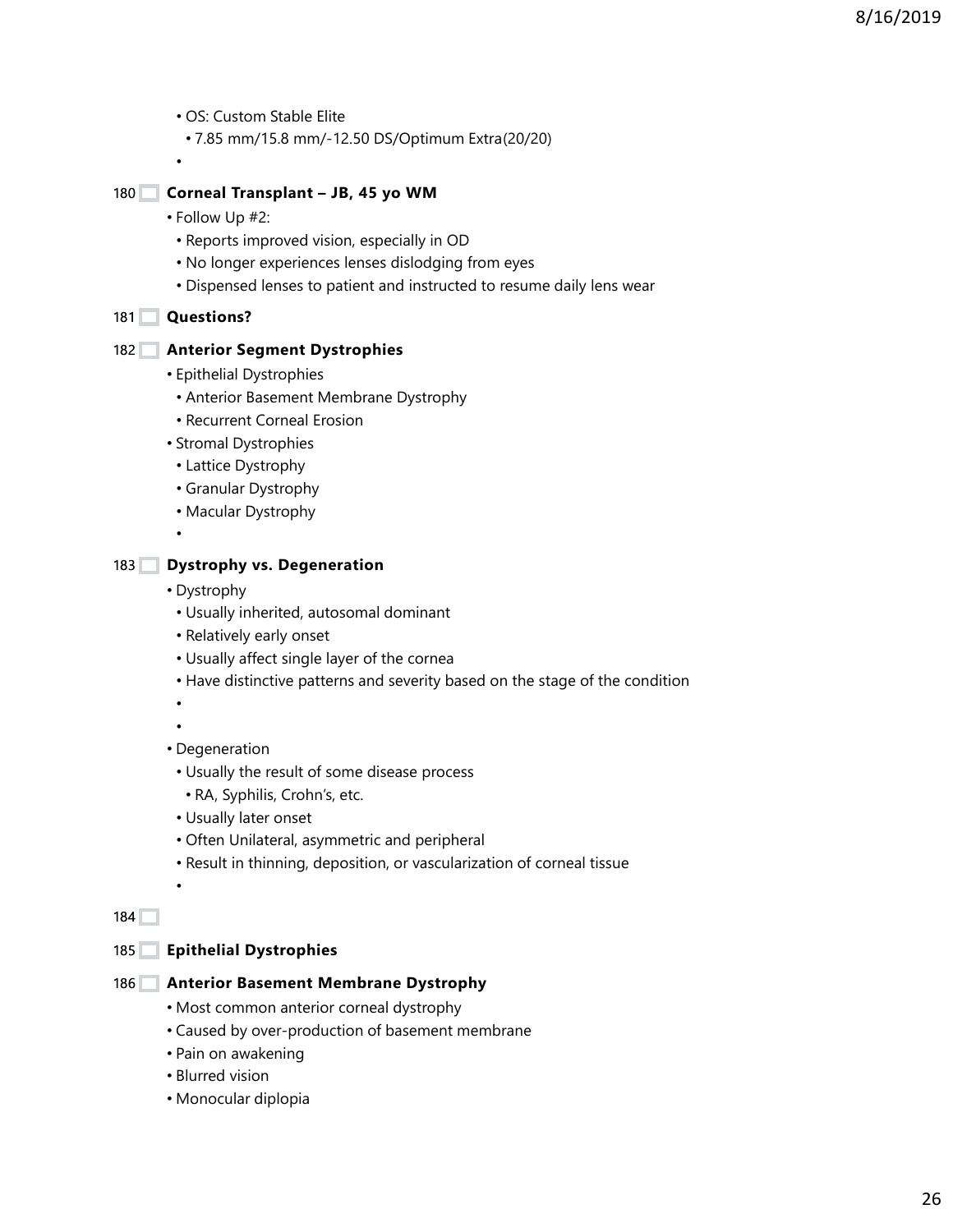- OS: Custom Stable Elite
  - 7.85 mm/15.8 mm/-12.50 DS/Optimum Extra(20/20)

## 180 Corneal Transplant – JB, 45 yo WM

- Follow Up #2:
  - Reports improved vision, especially in OD
  - No longer experiences lenses dislodging from eyes
  - Dispensed lenses to patient and instructed to resume daily lens wear

## 181 Questions?

## 182 Anterior Segment Dystrophies

- Epithelial Dystrophies
  - Anterior Basement Membrane Dystrophy
  - Recurrent Corneal Erosion
- Stromal Dystrophies
  - Lattice Dystrophy
  - Granular Dystrophy
  - Macular Dystrophy

## 183 Dystrophy vs. Degeneration

- Dystrophy
  - Usually inherited, autosomal dominant
  - Relatively early onset
  - Usually affect single layer of the cornea
  - Have distinctive patterns and severity based on the stage of the condition
- Degeneration
  - Usually the result of some disease process
    - RA, Syphilis, Crohn's, etc.
  - Usually later onset
  - Often Unilateral, asymmetric and peripheral
  - Result in thinning, deposition, or vascularization of corneal tissue

## 184

## 185 Epithelial Dystrophies

## 186 Anterior Basement Membrane Dystrophy

- Most common anterior corneal dystrophy
- Caused by over-production of basement membrane
- Pain on awakening
- Blurred vision
- Monocular diplopia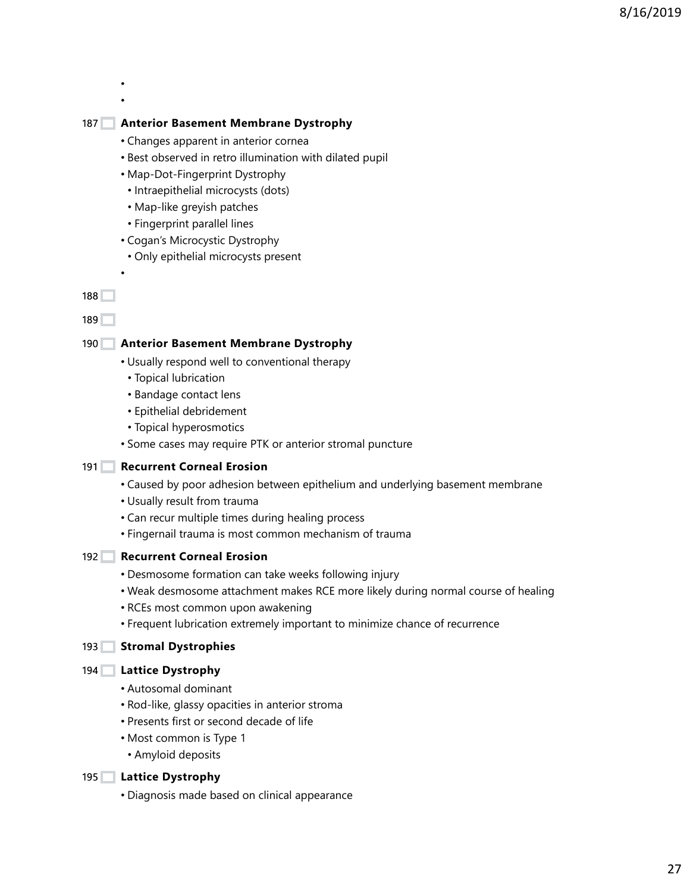•
•

187 **Anterior Basement Membrane Dystrophy**

- Changes apparent in anterior cornea
- Best observed in retro illumination with dilated pupil
- Map-Dot-Fingerprint Dystrophy
  - Intraepithelial microcysts (dots)
  - Map-like greyish patches
  - Fingerprint parallel lines
- Cogan's Microcystic Dystrophy
  - Only epithelial microcysts present
-

188

189

190 **Anterior Basement Membrane Dystrophy**

- Usually respond well to conventional therapy
  - Topical lubrication
  - Bandage contact lens
  - Epithelial debridement
  - Topical hyperosmotics
- Some cases may require PTK or anterior stromal puncture

191 **Recurrent Corneal Erosion**

- Caused by poor adhesion between epithelium and underlying basement membrane
- Usually result from trauma
- Can recur multiple times during healing process
- Fingernail trauma is most common mechanism of trauma

192 **Recurrent Corneal Erosion**

- Desmosome formation can take weeks following injury
- Weak desmosome attachment makes RCE more likely during normal course of healing
- RCEs most common upon awakening
- Frequent lubrication extremely important to minimize chance of recurrence

193 **Stromal Dystrophies**

194 **Lattice Dystrophy**

- Autosomal dominant
- Rod-like, glassy opacities in anterior stroma
- Presents first or second decade of life
- Most common is Type 1
  - Amyloid deposits

195 **Lattice Dystrophy**

- Diagnosis made based on clinical appearance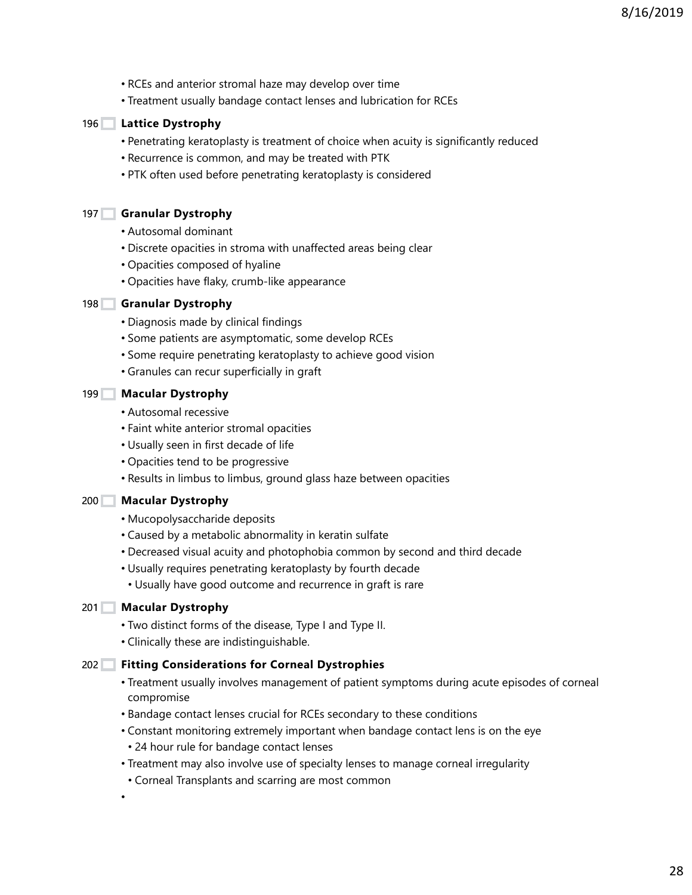- RCEs and anterior stromal haze may develop over time
- Treatment usually bandage contact lenses and lubrication for RCEs

196 **Lattice Dystrophy**

- Penetrating keratoplasty is treatment of choice when acuity is significantly reduced
- Recurrence is common, and may be treated with PTK
- PTK often used before penetrating keratoplasty is considered

197 **Granular Dystrophy**

- Autosomal dominant
- Discrete opacities in stroma with unaffected areas being clear
- Opacities composed of hyaline
- Opacities have flaky, crumb-like appearance

198 **Granular Dystrophy**

- Diagnosis made by clinical findings
- Some patients are asymptomatic, some develop RCEs
- Some require penetrating keratoplasty to achieve good vision
- Granules can recur superficially in graft

199 **Macular Dystrophy**

- Autosomal recessive
- Faint white anterior stromal opacities
- Usually seen in first decade of life
- Opacities tend to be progressive
- Results in limbus to limbus, ground glass haze between opacities

200 **Macular Dystrophy**

- Mucopolysaccharide deposits
- Caused by a metabolic abnormality in keratin sulfate
- Decreased visual acuity and photophobia common by second and third decade
- Usually requires penetrating keratoplasty by fourth decade
  - Usually have good outcome and recurrence in graft is rare

201 **Macular Dystrophy**

- Two distinct forms of the disease, Type I and Type II.
- Clinically these are indistinguishable.

202 **Fitting Considerations for Corneal Dystrophies**

- Treatment usually involves management of patient symptoms during acute episodes of corneal compromise
- Bandage contact lenses crucial for RCEs secondary to these conditions
- Constant monitoring extremely important when bandage contact lens is on the eye
  - 24 hour rule for bandage contact lenses
- Treatment may also involve use of specialty lenses to manage corneal irregularity
  - Corneal Transplants and scarring are most common
-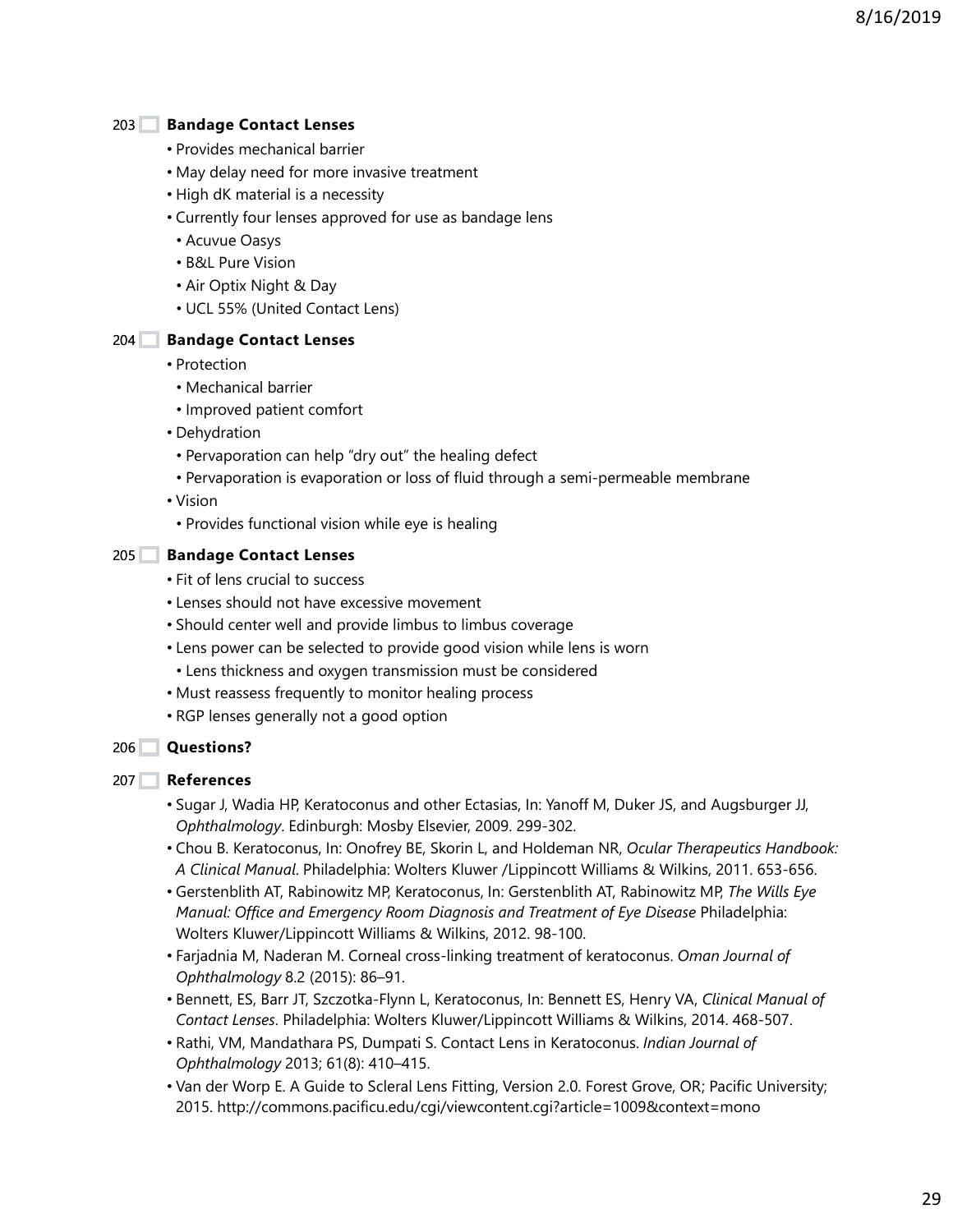## 203 Bandage Contact Lenses

- Provides mechanical barrier
- May delay need for more invasive treatment
- High dK material is a necessity
- Currently four lenses approved for use as bandage lens
  - Acuvue Oasys
  - B&L Pure Vision
  - Air Optix Night & Day
  - UCL 55% (United Contact Lens)

## 204 Bandage Contact Lenses

- Protection
  - Mechanical barrier
  - Improved patient comfort
- Dehydration
  - Pervaporation can help "dry out" the healing defect
  - Pervaporation is evaporation or loss of fluid through a semi-permeable membrane
- Vision
  - Provides functional vision while eye is healing

## 205 Bandage Contact Lenses

- Fit of lens crucial to success
- Lenses should not have excessive movement
- Should center well and provide limbus to limbus coverage
- Lens power can be selected to provide good vision while lens is worn
  - Lens thickness and oxygen transmission must be considered
- Must reassess frequently to monitor healing process
- RGP lenses generally not a good option

## 206 Questions?

## 207 References

- Sugar J, Wadia HP, Keratoconus and other Ectasias, In: Yanoff M, Duker JS, and Augsburger JJ, *Ophthalmology*. Edinburgh: Mosby Elsevier, 2009. 299-302.
- Chou B. Keratoconus, In: Onofrey BE, Skorin L, and Holdeman NR, *Ocular Therapeutics Handbook: A Clinical Manual*. Philadelphia: Wolters Kluwer /Lippincott Williams & Wilkins, 2011. 653-656.
- Gerstenblith AT, Rabinowitz MP, Keratoconus, In: Gerstenblith AT, Rabinowitz MP, *The Wills Eye Manual: Office and Emergency Room Diagnosis and Treatment of Eye Disease* Philadelphia: Wolters Kluwer/Lippincott Williams & Wilkins, 2012. 98-100.
- Farjadnia M, Naderan M. Corneal cross-linking treatment of keratoconus. *Oman Journal of Ophthalmology* 8.2 (2015): 86–91.
- Bennett, ES, Barr JT, Szczotka-Flynn L, Keratoconus, In: Bennett ES, Henry VA, *Clinical Manual of Contact Lenses*. Philadelphia: Wolters Kluwer/Lippincott Williams & Wilkins, 2014. 468-507.
- Rathi, VM, Mandathara PS, Dumpati S. Contact Lens in Keratoconus. *Indian Journal of Ophthalmology* 2013; 61(8): 410–415.
- Van der Worp E. A Guide to Scleral Lens Fitting, Version 2.0. Forest Grove, OR; Pacific University; 2015. http://commons.pacificu.edu/cgi/viewcontent.cgi?article=1009&context=mono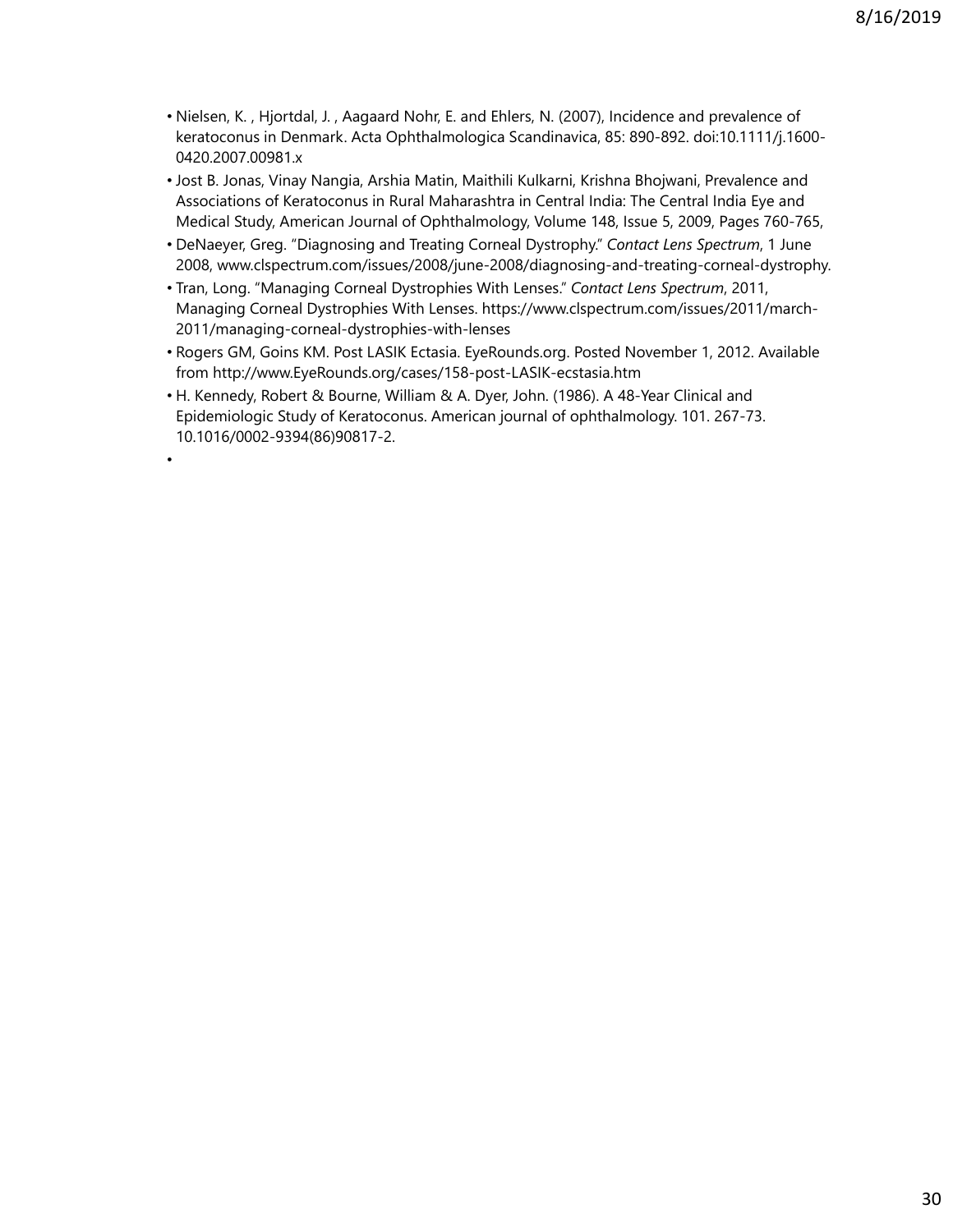- Nielsen, K. , Hjortdal, J. , Aagaard Nohr, E. and Ehlers, N. (2007), Incidence and prevalence of keratoconus in Denmark. Acta Ophthalmologica Scandinavica, 85: 890-892. doi:10.1111/j.1600-0420.2007.00981.x
- Jost B. Jonas, Vinay Nangia, Arshia Matin, Maithili Kulkarni, Krishna Bhojwani, Prevalence and Associations of Keratoconus in Rural Maharashtra in Central India: The Central India Eye and Medical Study, American Journal of Ophthalmology, Volume 148, Issue 5, 2009, Pages 760-765,
- DeNaeyer, Greg. "Diagnosing and Treating Corneal Dystrophy." *Contact Lens Spectrum*, 1 June 2008, www.clspectrum.com/issues/2008/june-2008/diagnosing-and-treating-corneal-dystrophy.
- Tran, Long. "Managing Corneal Dystrophies With Lenses." *Contact Lens Spectrum*, 2011, Managing Corneal Dystrophies With Lenses. https://www.clspectrum.com/issues/2011/march-2011/managing-corneal-dystrophies-with-lenses
- Rogers GM, Goins KM. Post LASIK Ectasia. EyeRounds.org. Posted November 1, 2012. Available from http://www.EyeRounds.org/cases/158-post-LASIK-ecstasia.htm
- H. Kennedy, Robert & Bourne, William & A. Dyer, John. (1986). A 48-Year Clinical and Epidemiologic Study of Keratoconus. American journal of ophthalmology. 101. 267-73. 10.1016/0002-9394(86)90817-2.